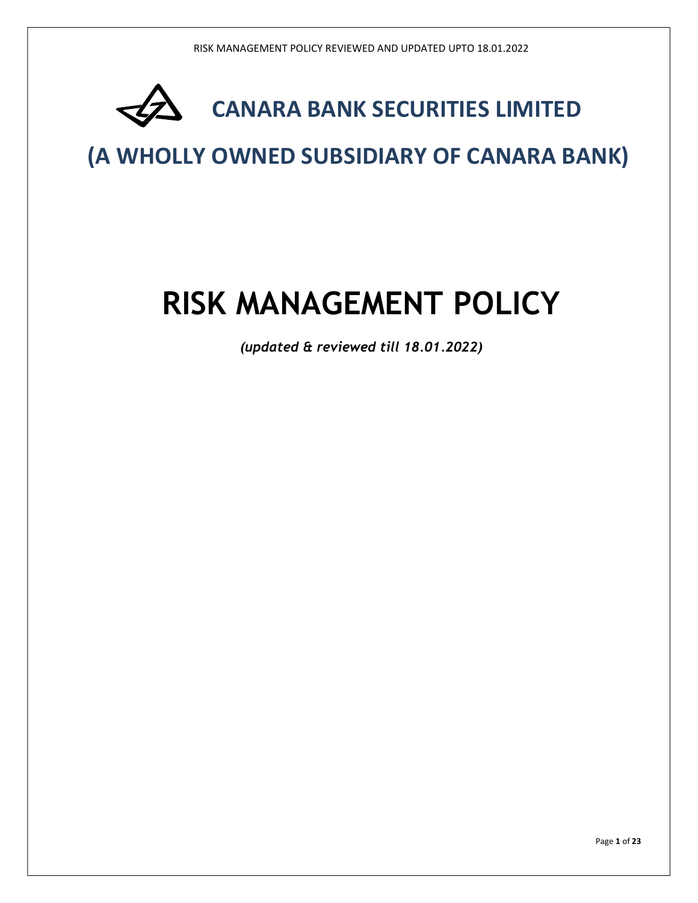# CANARA BANK SECURITIES LIMITED

## (A WHOLLY OWNED SUBSIDIARY OF CANARA BANK)

# RISK MANAGEMENT POLICY

***(updated & reviewed till 18.01.2022)***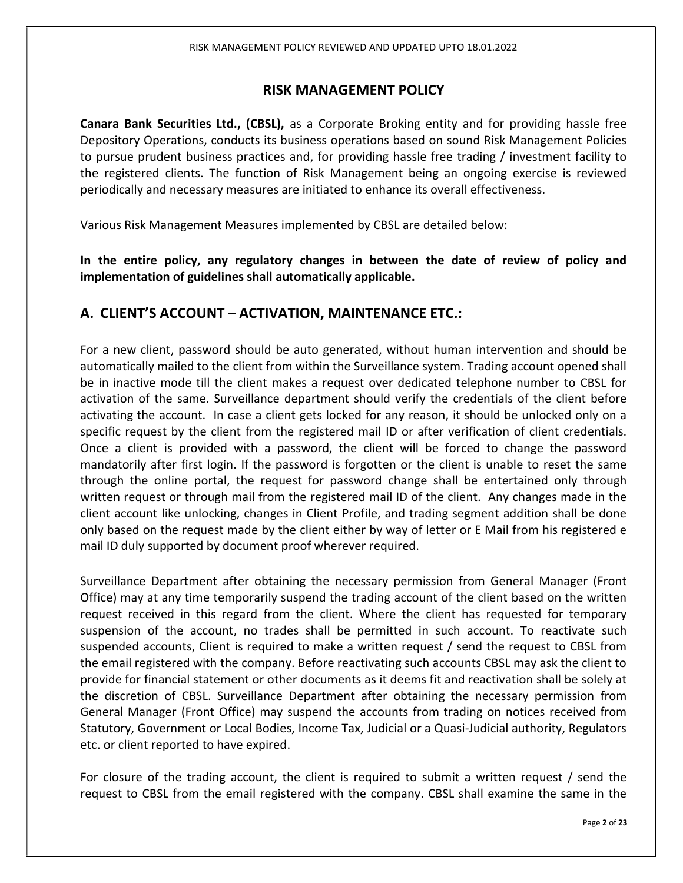# RISK MANAGEMENT POLICY

**Canara Bank Securities Ltd., (CBSL),** as a Corporate Broking entity and for providing hassle free Depository Operations, conducts its business operations based on sound Risk Management Policies to pursue prudent business practices and, for providing hassle free trading / investment facility to the registered clients. The function of Risk Management being an ongoing exercise is reviewed periodically and necessary measures are initiated to enhance its overall effectiveness.

Various Risk Management Measures implemented by CBSL are detailed below:

**In the entire policy, any regulatory changes in between the date of review of policy and implementation of guidelines shall automatically applicable.**

## A. CLIENT'S ACCOUNT – ACTIVATION, MAINTENANCE ETC.:

For a new client, password should be auto generated, without human intervention and should be automatically mailed to the client from within the Surveillance system. Trading account opened shall be in inactive mode till the client makes a request over dedicated telephone number to CBSL for activation of the same. Surveillance department should verify the credentials of the client before activating the account. In case a client gets locked for any reason, it should be unlocked only on a specific request by the client from the registered mail ID or after verification of client credentials. Once a client is provided with a password, the client will be forced to change the password mandatorily after first login. If the password is forgotten or the client is unable to reset the same through the online portal, the request for password change shall be entertained only through written request or through mail from the registered mail ID of the client. Any changes made in the client account like unlocking, changes in Client Profile, and trading segment addition shall be done only based on the request made by the client either by way of letter or E Mail from his registered e mail ID duly supported by document proof wherever required.

Surveillance Department after obtaining the necessary permission from General Manager (Front Office) may at any time temporarily suspend the trading account of the client based on the written request received in this regard from the client. Where the client has requested for temporary suspension of the account, no trades shall be permitted in such account. To reactivate such suspended accounts, Client is required to make a written request / send the request to CBSL from the email registered with the company. Before reactivating such accounts CBSL may ask the client to provide for financial statement or other documents as it deems fit and reactivation shall be solely at the discretion of CBSL. Surveillance Department after obtaining the necessary permission from General Manager (Front Office) may suspend the accounts from trading on notices received from Statutory, Government or Local Bodies, Income Tax, Judicial or a Quasi-Judicial authority, Regulators etc. or client reported to have expired.

For closure of the trading account, the client is required to submit a written request / send the request to CBSL from the email registered with the company. CBSL shall examine the same in the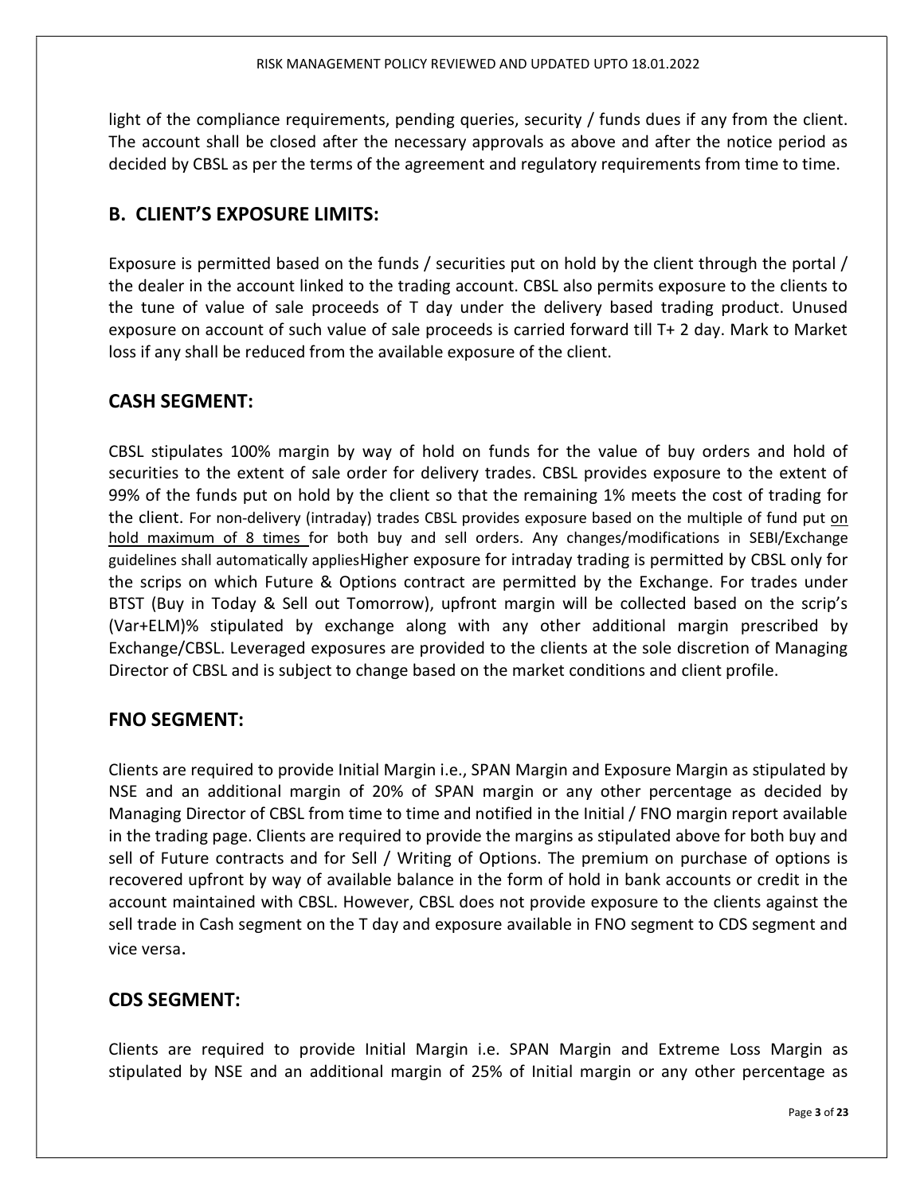light of the compliance requirements, pending queries, security / funds dues if any from the client. The account shall be closed after the necessary approvals as above and after the notice period as decided by CBSL as per the terms of the agreement and regulatory requirements from time to time.

## B. CLIENT'S EXPOSURE LIMITS:

Exposure is permitted based on the funds / securities put on hold by the client through the portal / the dealer in the account linked to the trading account. CBSL also permits exposure to the clients to the tune of value of sale proceeds of T day under the delivery based trading product. Unused exposure on account of such value of sale proceeds is carried forward till T+ 2 day. Mark to Market loss if any shall be reduced from the available exposure of the client.

## CASH SEGMENT:

CBSL stipulates 100% margin by way of hold on funds for the value of buy orders and hold of securities to the extent of sale order for delivery trades. CBSL provides exposure to the extent of 99% of the funds put on hold by the client so that the remaining 1% meets the cost of trading for the client. For non-delivery (intraday) trades CBSL provides exposure based on the multiple of fund put on hold maximum of 8 times for both buy and sell orders. Any changes/modifications in SEBI/Exchange guidelines shall automatically appliesHigher exposure for intraday trading is permitted by CBSL only for the scrips on which Future & Options contract are permitted by the Exchange. For trades under BTST (Buy in Today & Sell out Tomorrow), upfront margin will be collected based on the scrip's (Var+ELM)% stipulated by exchange along with any other additional margin prescribed by Exchange/CBSL. Leveraged exposures are provided to the clients at the sole discretion of Managing Director of CBSL and is subject to change based on the market conditions and client profile.

## FNO SEGMENT:

Clients are required to provide Initial Margin i.e., SPAN Margin and Exposure Margin as stipulated by NSE and an additional margin of 20% of SPAN margin or any other percentage as decided by Managing Director of CBSL from time to time and notified in the Initial / FNO margin report available in the trading page. Clients are required to provide the margins as stipulated above for both buy and sell of Future contracts and for Sell / Writing of Options. The premium on purchase of options is recovered upfront by way of available balance in the form of hold in bank accounts or credit in the account maintained with CBSL. However, CBSL does not provide exposure to the clients against the sell trade in Cash segment on the T day and exposure available in FNO segment to CDS segment and vice versa.

## CDS SEGMENT:

Clients are required to provide Initial Margin i.e. SPAN Margin and Extreme Loss Margin as stipulated by NSE and an additional margin of 25% of Initial margin or any other percentage as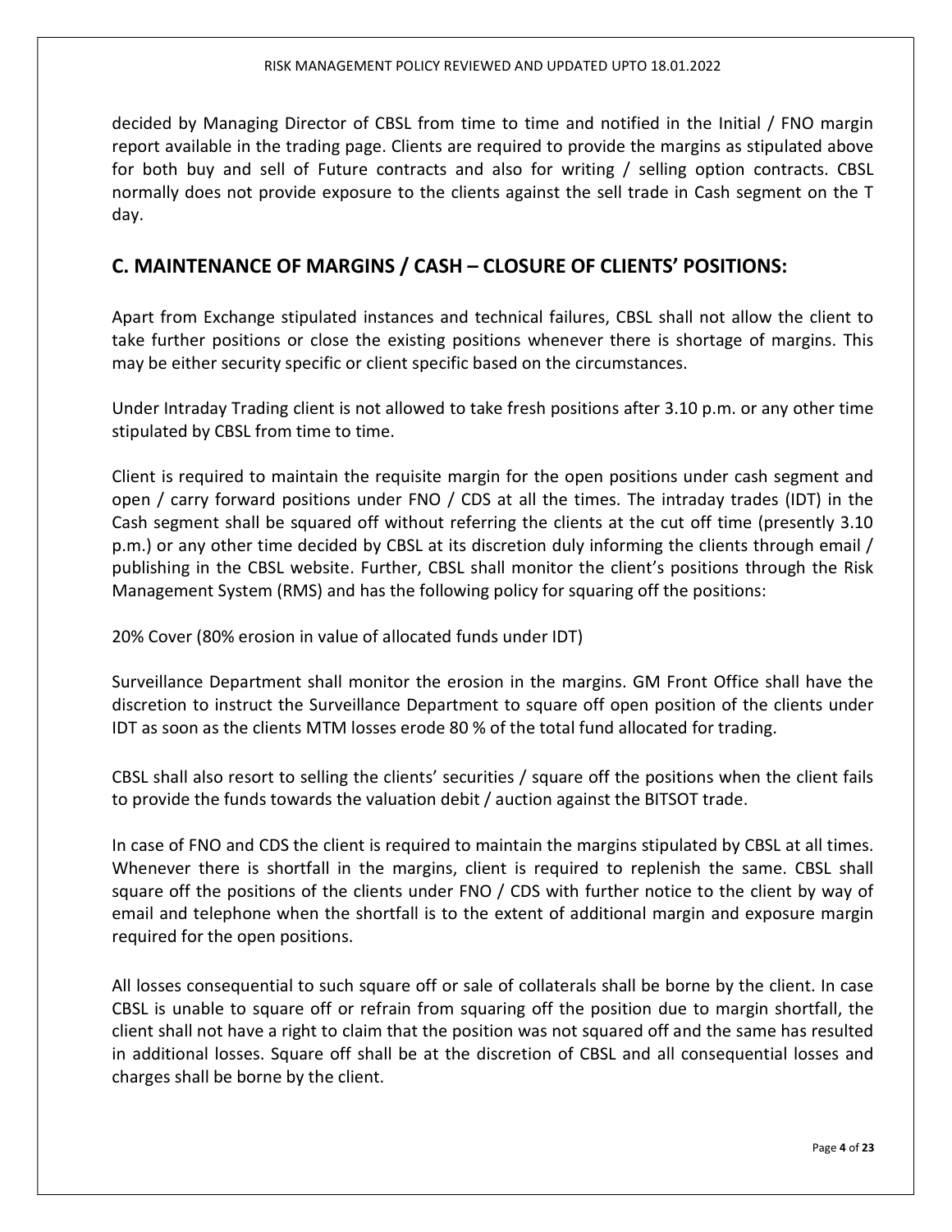decided by Managing Director of CBSL from time to time and notified in the Initial / FNO margin report available in the trading page. Clients are required to provide the margins as stipulated above for both buy and sell of Future contracts and also for writing / selling option contracts. CBSL normally does not provide exposure to the clients against the sell trade in Cash segment on the T day.

## C. MAINTENANCE OF MARGINS / CASH – CLOSURE OF CLIENTS' POSITIONS:

Apart from Exchange stipulated instances and technical failures, CBSL shall not allow the client to take further positions or close the existing positions whenever there is shortage of margins. This may be either security specific or client specific based on the circumstances.

Under Intraday Trading client is not allowed to take fresh positions after 3.10 p.m. or any other time stipulated by CBSL from time to time.

Client is required to maintain the requisite margin for the open positions under cash segment and open / carry forward positions under FNO / CDS at all the times. The intraday trades (IDT) in the Cash segment shall be squared off without referring the clients at the cut off time (presently 3.10 p.m.) or any other time decided by CBSL at its discretion duly informing the clients through email / publishing in the CBSL website. Further, CBSL shall monitor the client's positions through the Risk Management System (RMS) and has the following policy for squaring off the positions:

20% Cover (80% erosion in value of allocated funds under IDT)

Surveillance Department shall monitor the erosion in the margins. GM Front Office shall have the discretion to instruct the Surveillance Department to square off open position of the clients under IDT as soon as the clients MTM losses erode 80 % of the total fund allocated for trading.

CBSL shall also resort to selling the clients' securities / square off the positions when the client fails to provide the funds towards the valuation debit / auction against the BITSOT trade.

In case of FNO and CDS the client is required to maintain the margins stipulated by CBSL at all times. Whenever there is shortfall in the margins, client is required to replenish the same. CBSL shall square off the positions of the clients under FNO / CDS with further notice to the client by way of email and telephone when the shortfall is to the extent of additional margin and exposure margin required for the open positions.

All losses consequential to such square off or sale of collaterals shall be borne by the client. In case CBSL is unable to square off or refrain from squaring off the position due to margin shortfall, the client shall not have a right to claim that the position was not squared off and the same has resulted in additional losses. Square off shall be at the discretion of CBSL and all consequential losses and charges shall be borne by the client.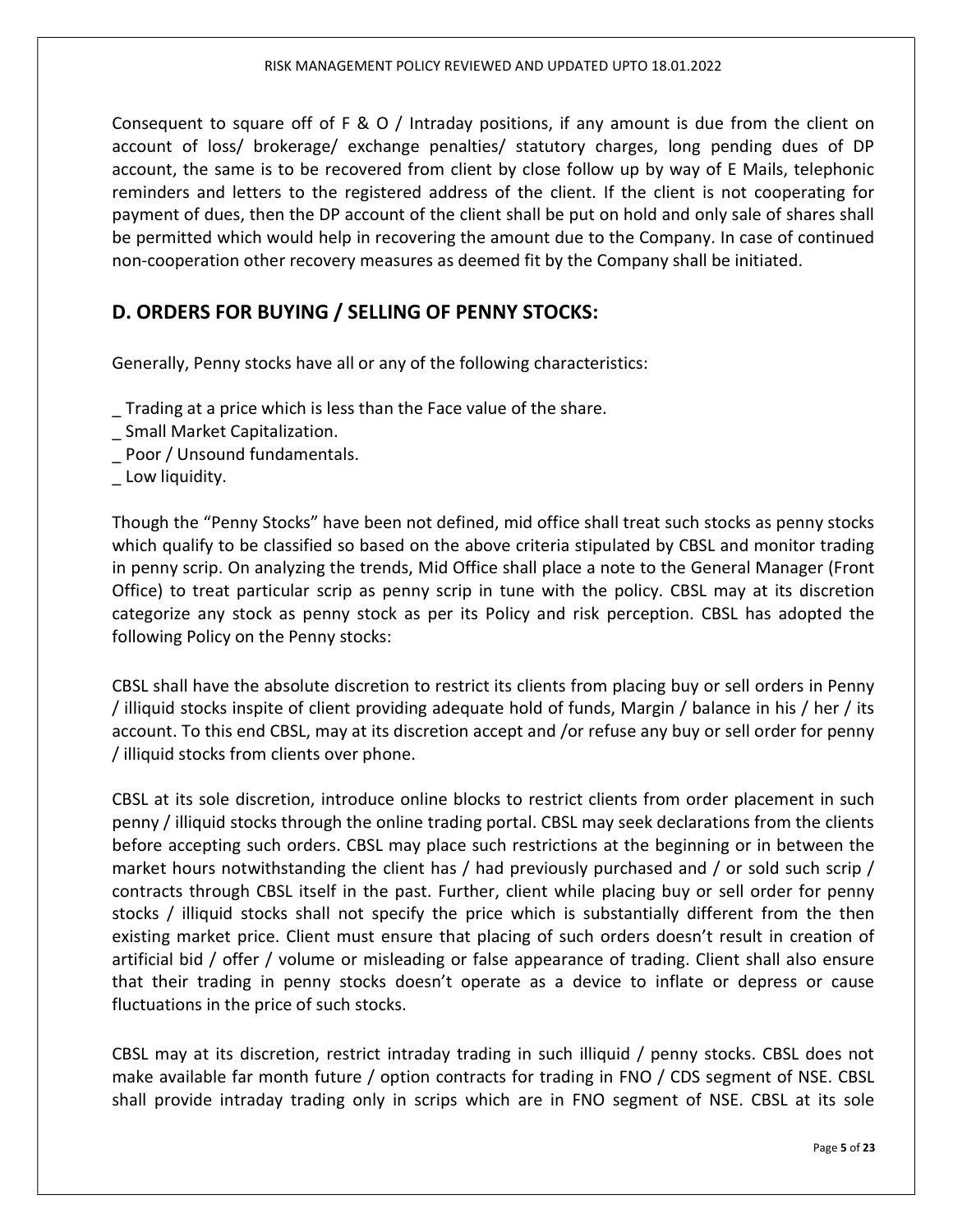Consequent to square off of F & O / Intraday positions, if any amount is due from the client on account of loss/ brokerage/ exchange penalties/ statutory charges, long pending dues of DP account, the same is to be recovered from client by close follow up by way of E Mails, telephonic reminders and letters to the registered address of the client. If the client is not cooperating for payment of dues, then the DP account of the client shall be put on hold and only sale of shares shall be permitted which would help in recovering the amount due to the Company. In case of continued non-cooperation other recovery measures as deemed fit by the Company shall be initiated.

## D. ORDERS FOR BUYING / SELLING OF PENNY STOCKS:

Generally, Penny stocks have all or any of the following characteristics:

_ Trading at a price which is less than the Face value of the share.
_ Small Market Capitalization.
_ Poor / Unsound fundamentals.
_ Low liquidity.

Though the "Penny Stocks" have been not defined, mid office shall treat such stocks as penny stocks which qualify to be classified so based on the above criteria stipulated by CBSL and monitor trading in penny scrip. On analyzing the trends, Mid Office shall place a note to the General Manager (Front Office) to treat particular scrip as penny scrip in tune with the policy. CBSL may at its discretion categorize any stock as penny stock as per its Policy and risk perception. CBSL has adopted the following Policy on the Penny stocks:

CBSL shall have the absolute discretion to restrict its clients from placing buy or sell orders in Penny / illiquid stocks inspite of client providing adequate hold of funds, Margin / balance in his / her / its account. To this end CBSL, may at its discretion accept and /or refuse any buy or sell order for penny / illiquid stocks from clients over phone.

CBSL at its sole discretion, introduce online blocks to restrict clients from order placement in such penny / illiquid stocks through the online trading portal. CBSL may seek declarations from the clients before accepting such orders. CBSL may place such restrictions at the beginning or in between the market hours notwithstanding the client has / had previously purchased and / or sold such scrip / contracts through CBSL itself in the past. Further, client while placing buy or sell order for penny stocks / illiquid stocks shall not specify the price which is substantially different from the then existing market price. Client must ensure that placing of such orders doesn't result in creation of artificial bid / offer / volume or misleading or false appearance of trading. Client shall also ensure that their trading in penny stocks doesn't operate as a device to inflate or depress or cause fluctuations in the price of such stocks.

CBSL may at its discretion, restrict intraday trading in such illiquid / penny stocks. CBSL does not make available far month future / option contracts for trading in FNO / CDS segment of NSE. CBSL shall provide intraday trading only in scrips which are in FNO segment of NSE. CBSL at its sole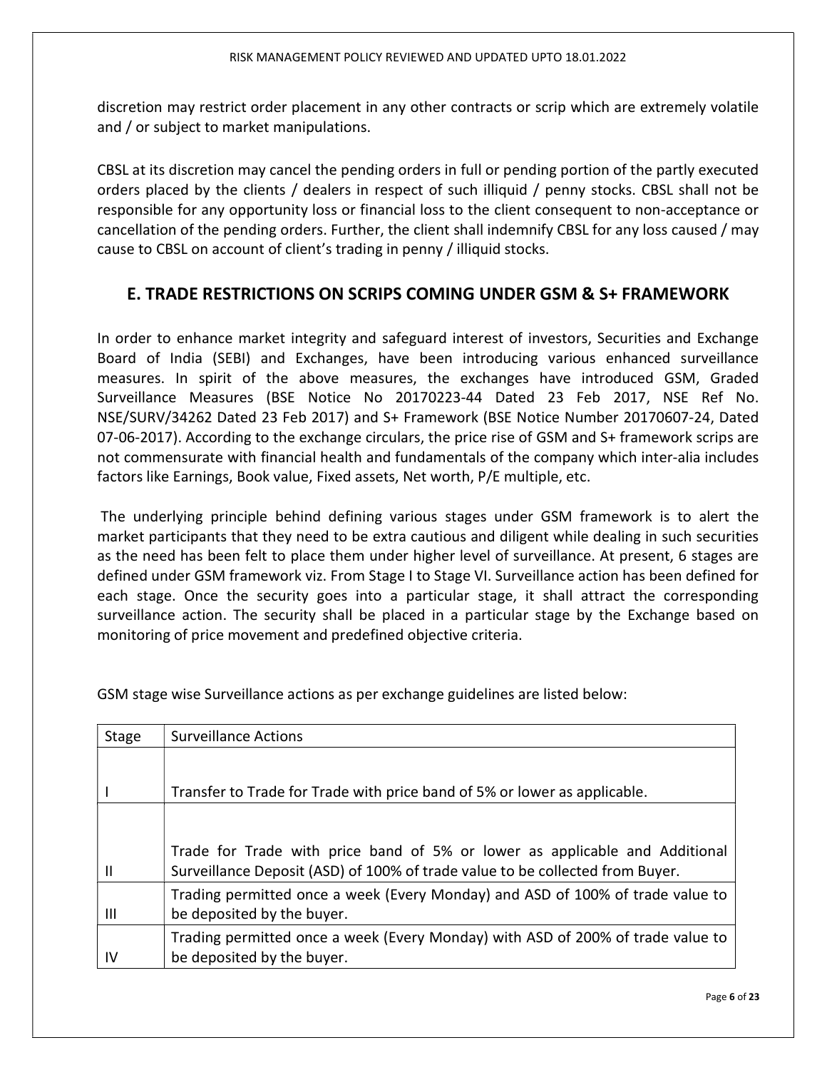discretion may restrict order placement in any other contracts or scrip which are extremely volatile and / or subject to market manipulations.

CBSL at its discretion may cancel the pending orders in full or pending portion of the partly executed orders placed by the clients / dealers in respect of such illiquid / penny stocks. CBSL shall not be responsible for any opportunity loss or financial loss to the client consequent to non-acceptance or cancellation of the pending orders. Further, the client shall indemnify CBSL for any loss caused / may cause to CBSL on account of client's trading in penny / illiquid stocks.

## E. TRADE RESTRICTIONS ON SCRIPS COMING UNDER GSM & S+ FRAMEWORK

In order to enhance market integrity and safeguard interest of investors, Securities and Exchange Board of India (SEBI) and Exchanges, have been introducing various enhanced surveillance measures. In spirit of the above measures, the exchanges have introduced GSM, Graded Surveillance Measures (BSE Notice No 20170223-44 Dated 23 Feb 2017, NSE Ref No. NSE/SURV/34262 Dated 23 Feb 2017) and S+ Framework (BSE Notice Number 20170607-24, Dated 07-06-2017). According to the exchange circulars, the price rise of GSM and S+ framework scrips are not commensurate with financial health and fundamentals of the company which inter-alia includes factors like Earnings, Book value, Fixed assets, Net worth, P/E multiple, etc.

The underlying principle behind defining various stages under GSM framework is to alert the market participants that they need to be extra cautious and diligent while dealing in such securities as the need has been felt to place them under higher level of surveillance. At present, 6 stages are defined under GSM framework viz. From Stage I to Stage VI. Surveillance action has been defined for each stage. Once the security goes into a particular stage, it shall attract the corresponding surveillance action. The security shall be placed in a particular stage by the Exchange based on monitoring of price movement and predefined objective criteria.

GSM stage wise Surveillance actions as per exchange guidelines are listed below:

| Stage | Surveillance Actions |
|---|---|
| I | Transfer to Trade for Trade with price band of 5% or lower as applicable. |
| II | Trade for Trade with price band of 5% or lower as applicable and Additional Surveillance Deposit (ASD) of 100% of trade value to be collected from Buyer. |
| III | Trading permitted once a week (Every Monday) and ASD of 100% of trade value to be deposited by the buyer. |
| IV | Trading permitted once a week (Every Monday) with ASD of 200% of trade value to be deposited by the buyer. |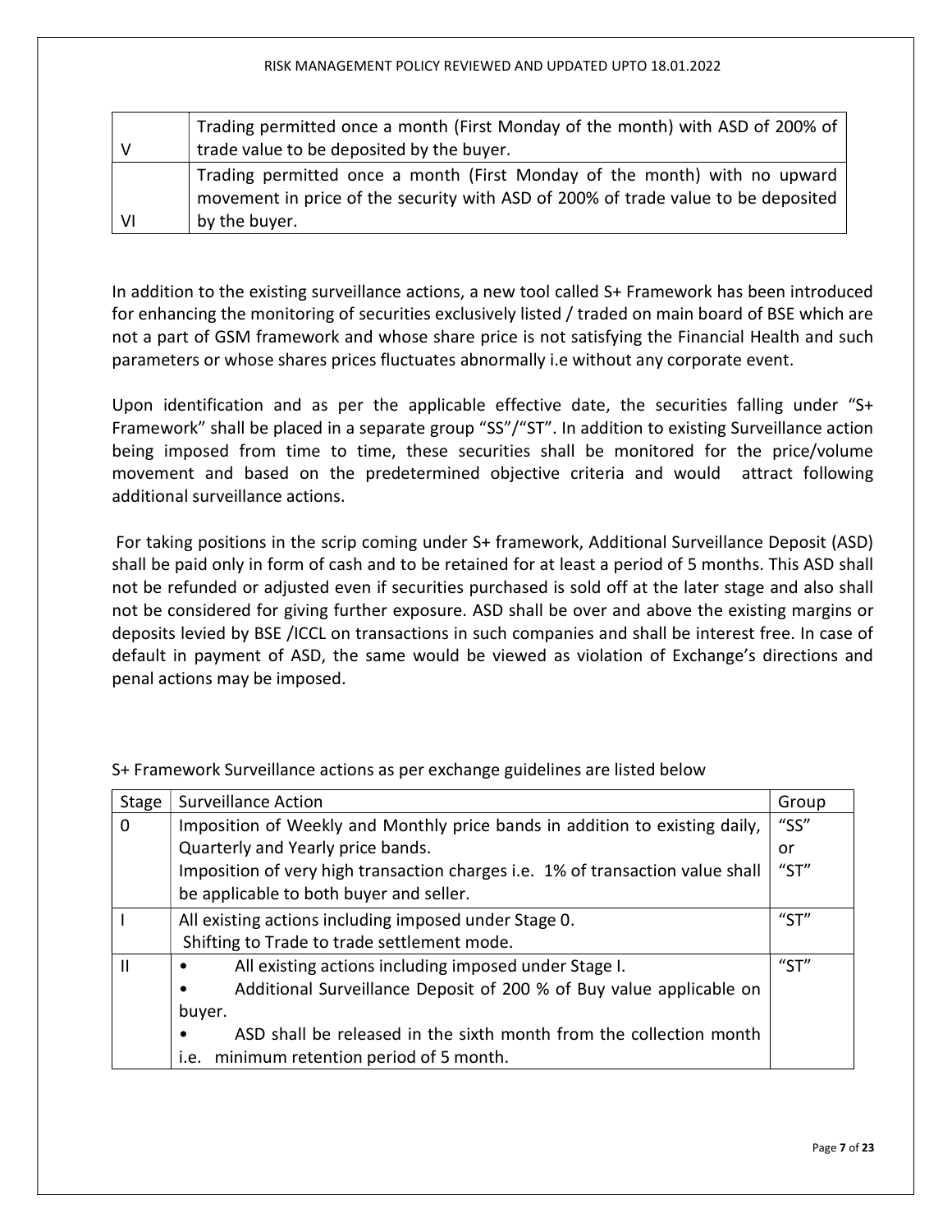| | |
|---|---|
| V | Trading permitted once a month (First Monday of the month) with ASD of 200% of trade value to be deposited by the buyer. |
| VI | Trading permitted once a month (First Monday of the month) with no upward movement in price of the security with ASD of 200% of trade value to be deposited by the buyer. |

In addition to the existing surveillance actions, a new tool called S+ Framework has been introduced for enhancing the monitoring of securities exclusively listed / traded on main board of BSE which are not a part of GSM framework and whose share price is not satisfying the Financial Health and such parameters or whose shares prices fluctuates abnormally i.e without any corporate event.

Upon identification and as per the applicable effective date, the securities falling under "S+ Framework" shall be placed in a separate group "SS"/"ST". In addition to existing Surveillance action being imposed from time to time, these securities shall be monitored for the price/volume movement and based on the predetermined objective criteria and would attract following additional surveillance actions.

For taking positions in the scrip coming under S+ framework, Additional Surveillance Deposit (ASD) shall be paid only in form of cash and to be retained for at least a period of 5 months. This ASD shall not be refunded or adjusted even if securities purchased is sold off at the later stage and also shall not be considered for giving further exposure. ASD shall be over and above the existing margins or deposits levied by BSE /ICCL on transactions in such companies and shall be interest free. In case of default in payment of ASD, the same would be viewed as violation of Exchange's directions and penal actions may be imposed.

S+ Framework Surveillance actions as per exchange guidelines are listed below

| Stage | Surveillance Action | Group |
|---|---|---|
| 0 | Imposition of Weekly and Monthly price bands in addition to existing daily, Quarterly and Yearly price bands.<br>Imposition of very high transaction charges i.e. 1% of transaction value shall be applicable to both buyer and seller. | "SS" or "ST" |
| I | All existing actions including imposed under Stage 0.<br>Shifting to Trade to trade settlement mode. | "ST" |
| II | • All existing actions including imposed under Stage I.<br>• Additional Surveillance Deposit of 200 % of Buy value applicable on buyer.<br>• ASD shall be released in the sixth month from the collection month i.e. minimum retention period of 5 month. | "ST" |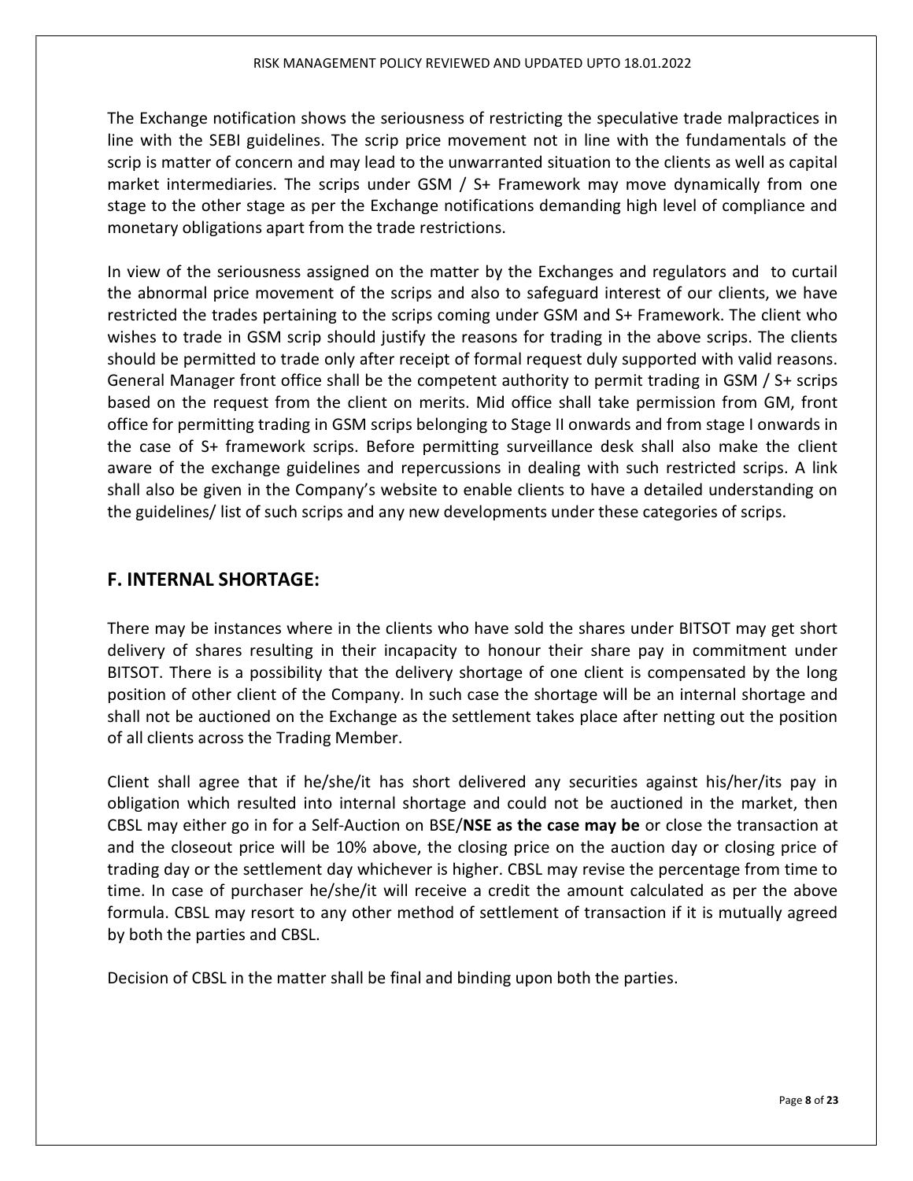The Exchange notification shows the seriousness of restricting the speculative trade malpractices in line with the SEBI guidelines. The scrip price movement not in line with the fundamentals of the scrip is matter of concern and may lead to the unwarranted situation to the clients as well as capital market intermediaries. The scrips under GSM / S+ Framework may move dynamically from one stage to the other stage as per the Exchange notifications demanding high level of compliance and monetary obligations apart from the trade restrictions.

In view of the seriousness assigned on the matter by the Exchanges and regulators and to curtail the abnormal price movement of the scrips and also to safeguard interest of our clients, we have restricted the trades pertaining to the scrips coming under GSM and S+ Framework. The client who wishes to trade in GSM scrip should justify the reasons for trading in the above scrips. The clients should be permitted to trade only after receipt of formal request duly supported with valid reasons. General Manager front office shall be the competent authority to permit trading in GSM / S+ scrips based on the request from the client on merits. Mid office shall take permission from GM, front office for permitting trading in GSM scrips belonging to Stage II onwards and from stage I onwards in the case of S+ framework scrips. Before permitting surveillance desk shall also make the client aware of the exchange guidelines and repercussions in dealing with such restricted scrips. A link shall also be given in the Company's website to enable clients to have a detailed understanding on the guidelines/ list of such scrips and any new developments under these categories of scrips.

## F. INTERNAL SHORTAGE:

There may be instances where in the clients who have sold the shares under BITSOT may get short delivery of shares resulting in their incapacity to honour their share pay in commitment under BITSOT. There is a possibility that the delivery shortage of one client is compensated by the long position of other client of the Company. In such case the shortage will be an internal shortage and shall not be auctioned on the Exchange as the settlement takes place after netting out the position of all clients across the Trading Member.

Client shall agree that if he/she/it has short delivered any securities against his/her/its pay in obligation which resulted into internal shortage and could not be auctioned in the market, then CBSL may either go in for a Self-Auction on BSE/**NSE as the case may be** or close the transaction at and the closeout price will be 10% above, the closing price on the auction day or closing price of trading day or the settlement day whichever is higher. CBSL may revise the percentage from time to time. In case of purchaser he/she/it will receive a credit the amount calculated as per the above formula. CBSL may resort to any other method of settlement of transaction if it is mutually agreed by both the parties and CBSL.

Decision of CBSL in the matter shall be final and binding upon both the parties.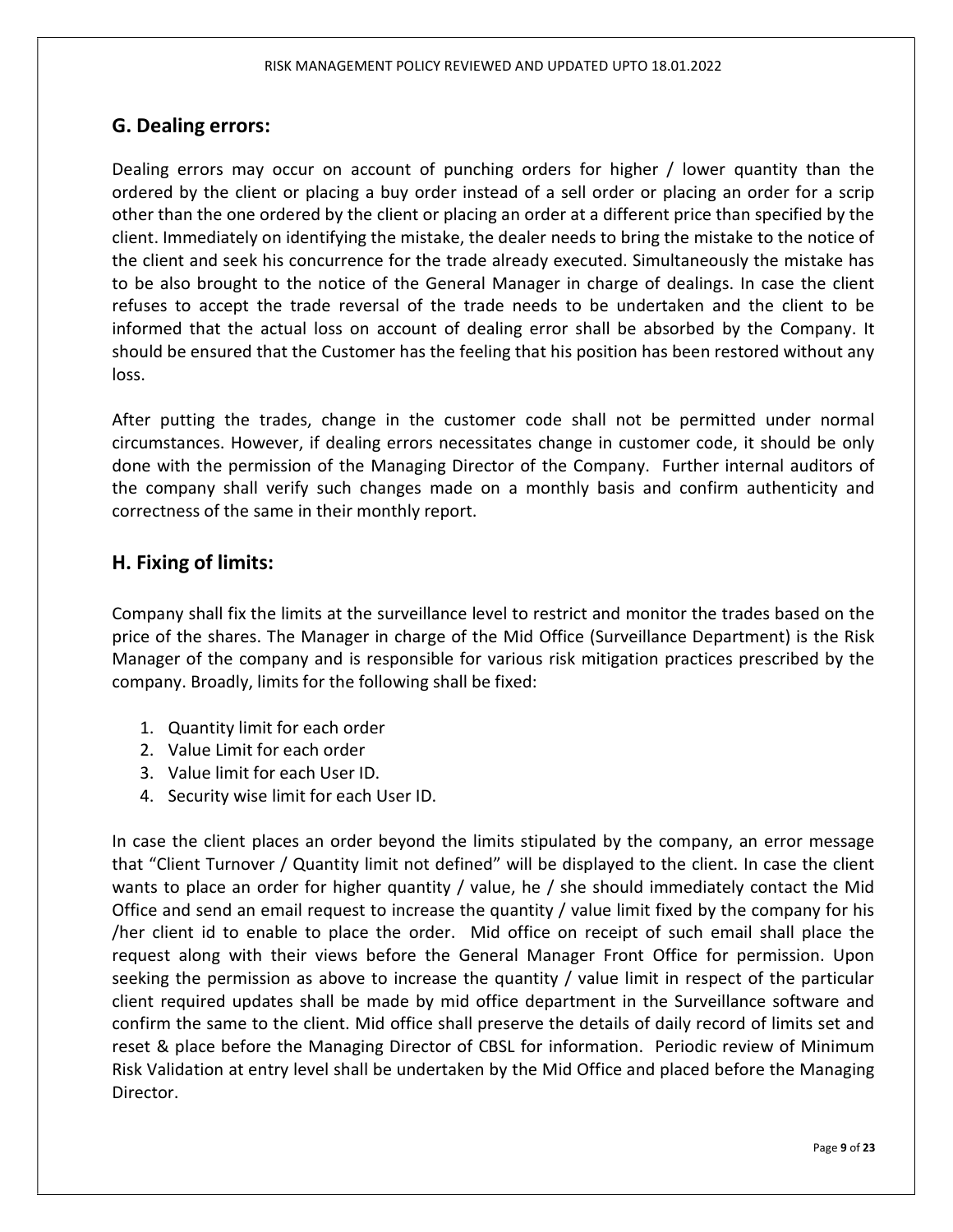## G. Dealing errors:

Dealing errors may occur on account of punching orders for higher / lower quantity than the ordered by the client or placing a buy order instead of a sell order or placing an order for a scrip other than the one ordered by the client or placing an order at a different price than specified by the client. Immediately on identifying the mistake, the dealer needs to bring the mistake to the notice of the client and seek his concurrence for the trade already executed. Simultaneously the mistake has to be also brought to the notice of the General Manager in charge of dealings. In case the client refuses to accept the trade reversal of the trade needs to be undertaken and the client to be informed that the actual loss on account of dealing error shall be absorbed by the Company. It should be ensured that the Customer has the feeling that his position has been restored without any loss.

After putting the trades, change in the customer code shall not be permitted under normal circumstances. However, if dealing errors necessitates change in customer code, it should be only done with the permission of the Managing Director of the Company. Further internal auditors of the company shall verify such changes made on a monthly basis and confirm authenticity and correctness of the same in their monthly report.

## H. Fixing of limits:

Company shall fix the limits at the surveillance level to restrict and monitor the trades based on the price of the shares. The Manager in charge of the Mid Office (Surveillance Department) is the Risk Manager of the company and is responsible for various risk mitigation practices prescribed by the company. Broadly, limits for the following shall be fixed:

1. Quantity limit for each order
2. Value Limit for each order
3. Value limit for each User ID.
4. Security wise limit for each User ID.

In case the client places an order beyond the limits stipulated by the company, an error message that "Client Turnover / Quantity limit not defined" will be displayed to the client. In case the client wants to place an order for higher quantity / value, he / she should immediately contact the Mid Office and send an email request to increase the quantity / value limit fixed by the company for his /her client id to enable to place the order. Mid office on receipt of such email shall place the request along with their views before the General Manager Front Office for permission. Upon seeking the permission as above to increase the quantity / value limit in respect of the particular client required updates shall be made by mid office department in the Surveillance software and confirm the same to the client. Mid office shall preserve the details of daily record of limits set and reset & place before the Managing Director of CBSL for information. Periodic review of Minimum Risk Validation at entry level shall be undertaken by the Mid Office and placed before the Managing Director.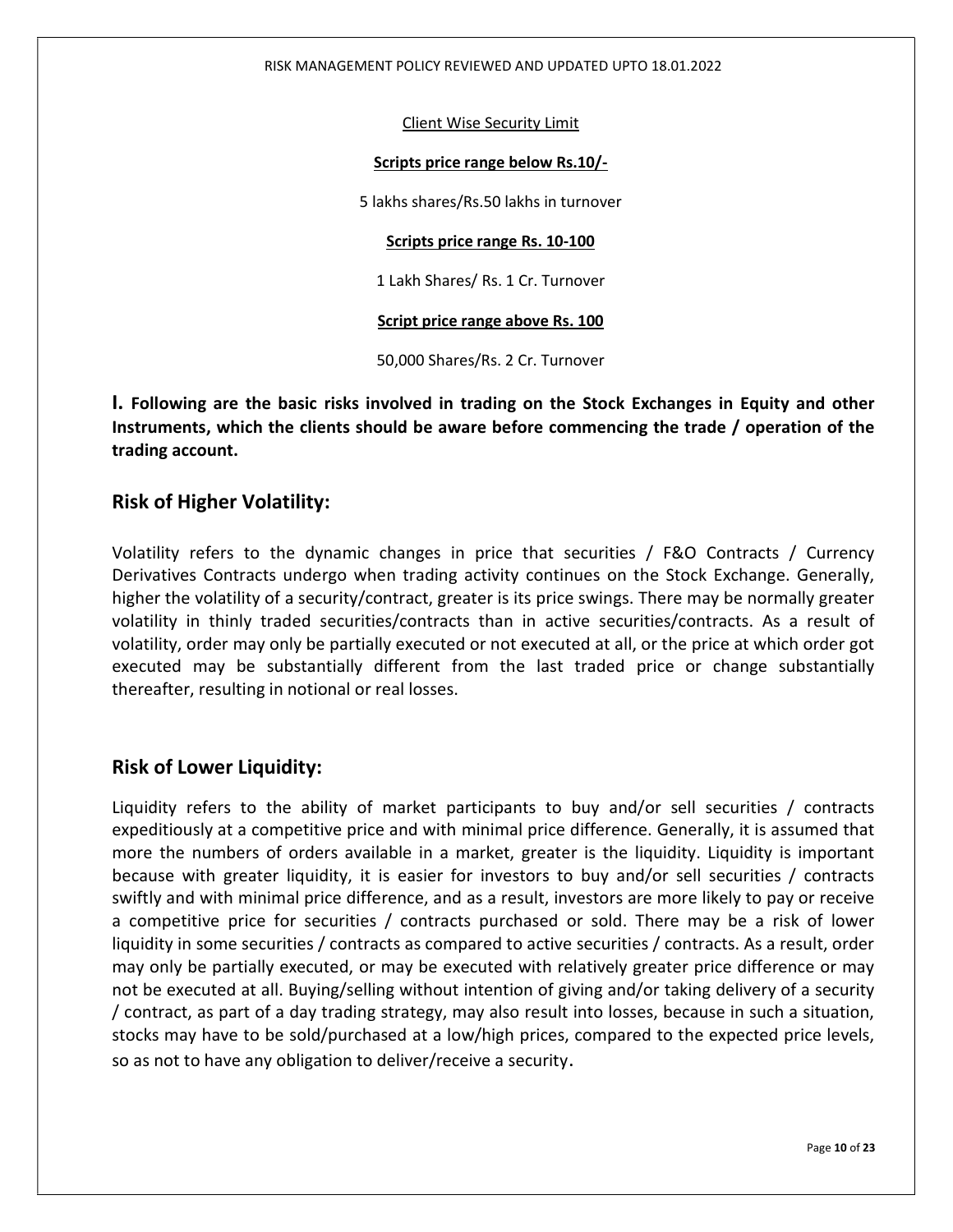<u>Client Wise Security Limit</u>

**<u>Scripts price range below Rs.10/-</u>**

5 lakhs shares/Rs.50 lakhs in turnover

**<u>Scripts price range Rs. 10-100</u>**

1 Lakh Shares/ Rs. 1 Cr. Turnover

**<u>Script price range above Rs. 100</u>**

50,000 Shares/Rs. 2 Cr. Turnover

**I. Following are the basic risks involved in trading on the Stock Exchanges in Equity and other Instruments, which the clients should be aware before commencing the trade / operation of the trading account.**

## Risk of Higher Volatility:

Volatility refers to the dynamic changes in price that securities / F&O Contracts / Currency Derivatives Contracts undergo when trading activity continues on the Stock Exchange. Generally, higher the volatility of a security/contract, greater is its price swings. There may be normally greater volatility in thinly traded securities/contracts than in active securities/contracts. As a result of volatility, order may only be partially executed or not executed at all, or the price at which order got executed may be substantially different from the last traded price or change substantially thereafter, resulting in notional or real losses.

## Risk of Lower Liquidity:

Liquidity refers to the ability of market participants to buy and/or sell securities / contracts expeditiously at a competitive price and with minimal price difference. Generally, it is assumed that more the numbers of orders available in a market, greater is the liquidity. Liquidity is important because with greater liquidity, it is easier for investors to buy and/or sell securities / contracts swiftly and with minimal price difference, and as a result, investors are more likely to pay or receive a competitive price for securities / contracts purchased or sold. There may be a risk of lower liquidity in some securities / contracts as compared to active securities / contracts. As a result, order may only be partially executed, or may be executed with relatively greater price difference or may not be executed at all. Buying/selling without intention of giving and/or taking delivery of a security / contract, as part of a day trading strategy, may also result into losses, because in such a situation, stocks may have to be sold/purchased at a low/high prices, compared to the expected price levels, so as not to have any obligation to deliver/receive a security.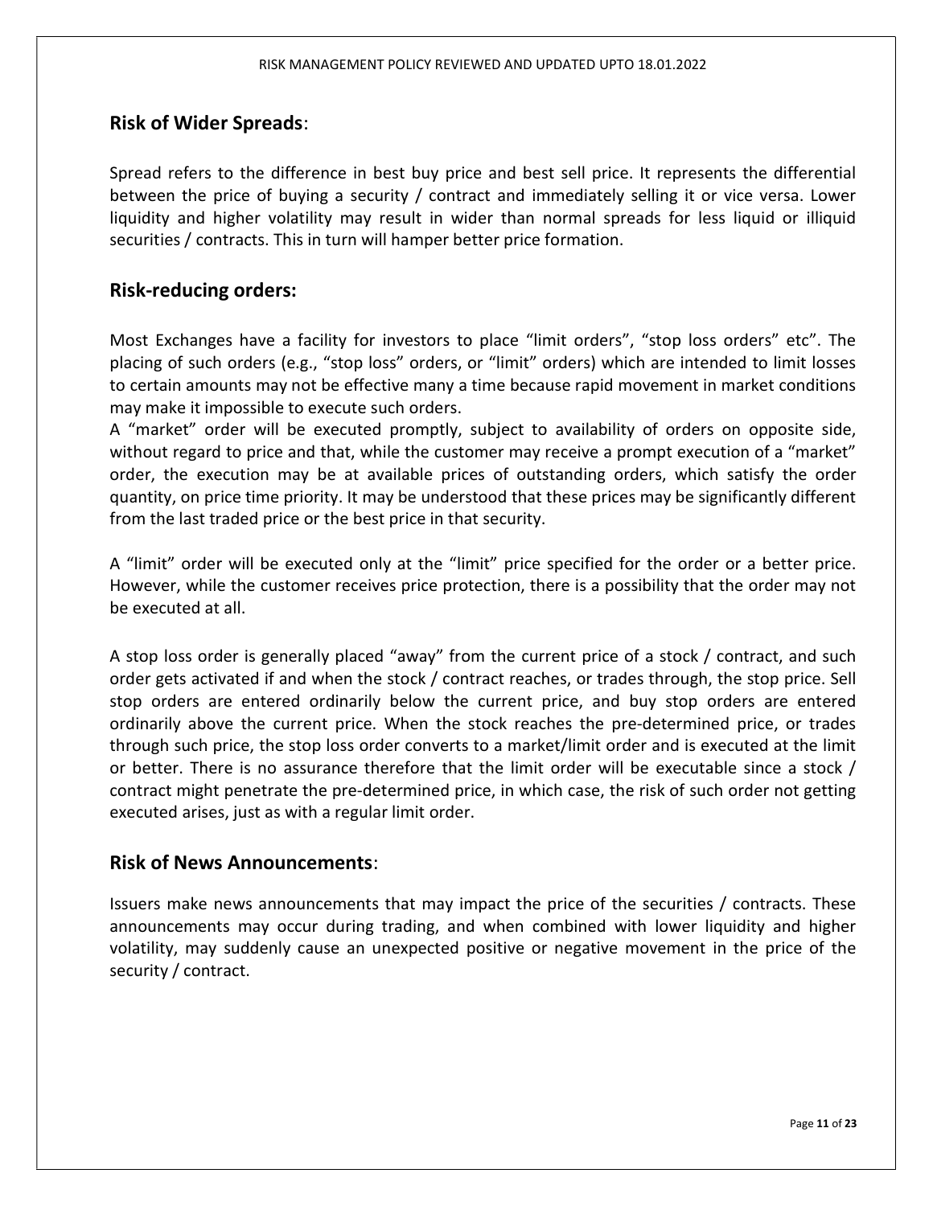## **Risk of Wider Spreads**:

Spread refers to the difference in best buy price and best sell price. It represents the differential between the price of buying a security / contract and immediately selling it or vice versa. Lower liquidity and higher volatility may result in wider than normal spreads for less liquid or illiquid securities / contracts. This in turn will hamper better price formation.

## **Risk-reducing orders:**

Most Exchanges have a facility for investors to place "limit orders", "stop loss orders" etc". The placing of such orders (e.g., "stop loss" orders, or "limit" orders) which are intended to limit losses to certain amounts may not be effective many a time because rapid movement in market conditions may make it impossible to execute such orders.
A "market" order will be executed promptly, subject to availability of orders on opposite side, without regard to price and that, while the customer may receive a prompt execution of a "market" order, the execution may be at available prices of outstanding orders, which satisfy the order quantity, on price time priority. It may be understood that these prices may be significantly different from the last traded price or the best price in that security.

A "limit" order will be executed only at the "limit" price specified for the order or a better price. However, while the customer receives price protection, there is a possibility that the order may not be executed at all.

A stop loss order is generally placed "away" from the current price of a stock / contract, and such order gets activated if and when the stock / contract reaches, or trades through, the stop price. Sell stop orders are entered ordinarily below the current price, and buy stop orders are entered ordinarily above the current price. When the stock reaches the pre-determined price, or trades through such price, the stop loss order converts to a market/limit order and is executed at the limit or better. There is no assurance therefore that the limit order will be executable since a stock / contract might penetrate the pre-determined price, in which case, the risk of such order not getting executed arises, just as with a regular limit order.

## **Risk of News Announcements**:

Issuers make news announcements that may impact the price of the securities / contracts. These announcements may occur during trading, and when combined with lower liquidity and higher volatility, may suddenly cause an unexpected positive or negative movement in the price of the security / contract.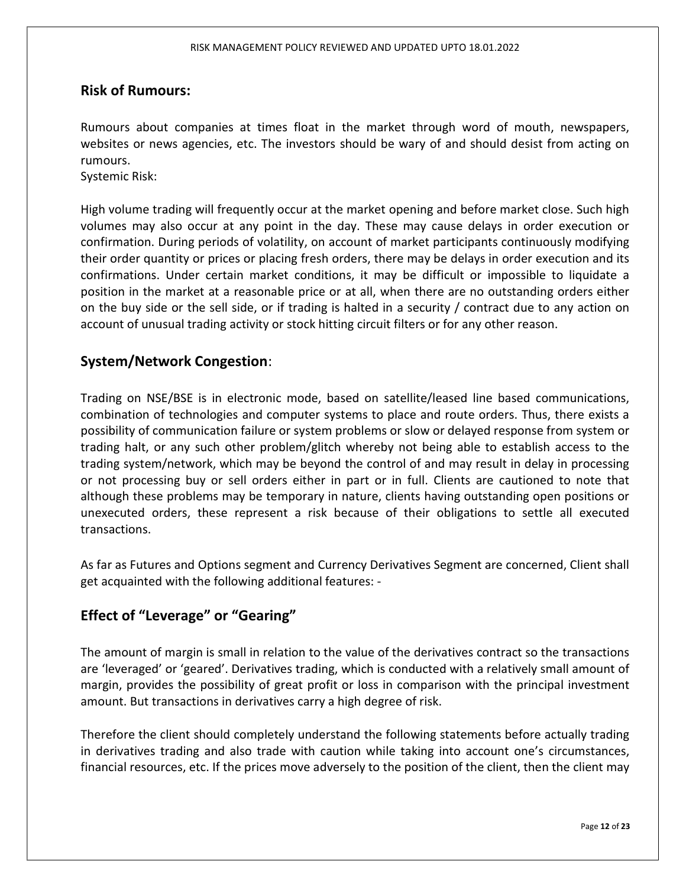## Risk of Rumours:

Rumours about companies at times float in the market through word of mouth, newspapers, websites or news agencies, etc. The investors should be wary of and should desist from acting on rumours.

Systemic Risk:

High volume trading will frequently occur at the market opening and before market close. Such high volumes may also occur at any point in the day. These may cause delays in order execution or confirmation. During periods of volatility, on account of market participants continuously modifying their order quantity or prices or placing fresh orders, there may be delays in order execution and its confirmations. Under certain market conditions, it may be difficult or impossible to liquidate a position in the market at a reasonable price or at all, when there are no outstanding orders either on the buy side or the sell side, or if trading is halted in a security / contract due to any action on account of unusual trading activity or stock hitting circuit filters or for any other reason.

## System/Network Congestion:

Trading on NSE/BSE is in electronic mode, based on satellite/leased line based communications, combination of technologies and computer systems to place and route orders. Thus, there exists a possibility of communication failure or system problems or slow or delayed response from system or trading halt, or any such other problem/glitch whereby not being able to establish access to the trading system/network, which may be beyond the control of and may result in delay in processing or not processing buy or sell orders either in part or in full. Clients are cautioned to note that although these problems may be temporary in nature, clients having outstanding open positions or unexecuted orders, these represent a risk because of their obligations to settle all executed transactions.

As far as Futures and Options segment and Currency Derivatives Segment are concerned, Client shall get acquainted with the following additional features: -

## Effect of "Leverage" or "Gearing"

The amount of margin is small in relation to the value of the derivatives contract so the transactions are 'leveraged' or 'geared'. Derivatives trading, which is conducted with a relatively small amount of margin, provides the possibility of great profit or loss in comparison with the principal investment amount. But transactions in derivatives carry a high degree of risk.

Therefore the client should completely understand the following statements before actually trading in derivatives trading and also trade with caution while taking into account one's circumstances, financial resources, etc. If the prices move adversely to the position of the client, then the client may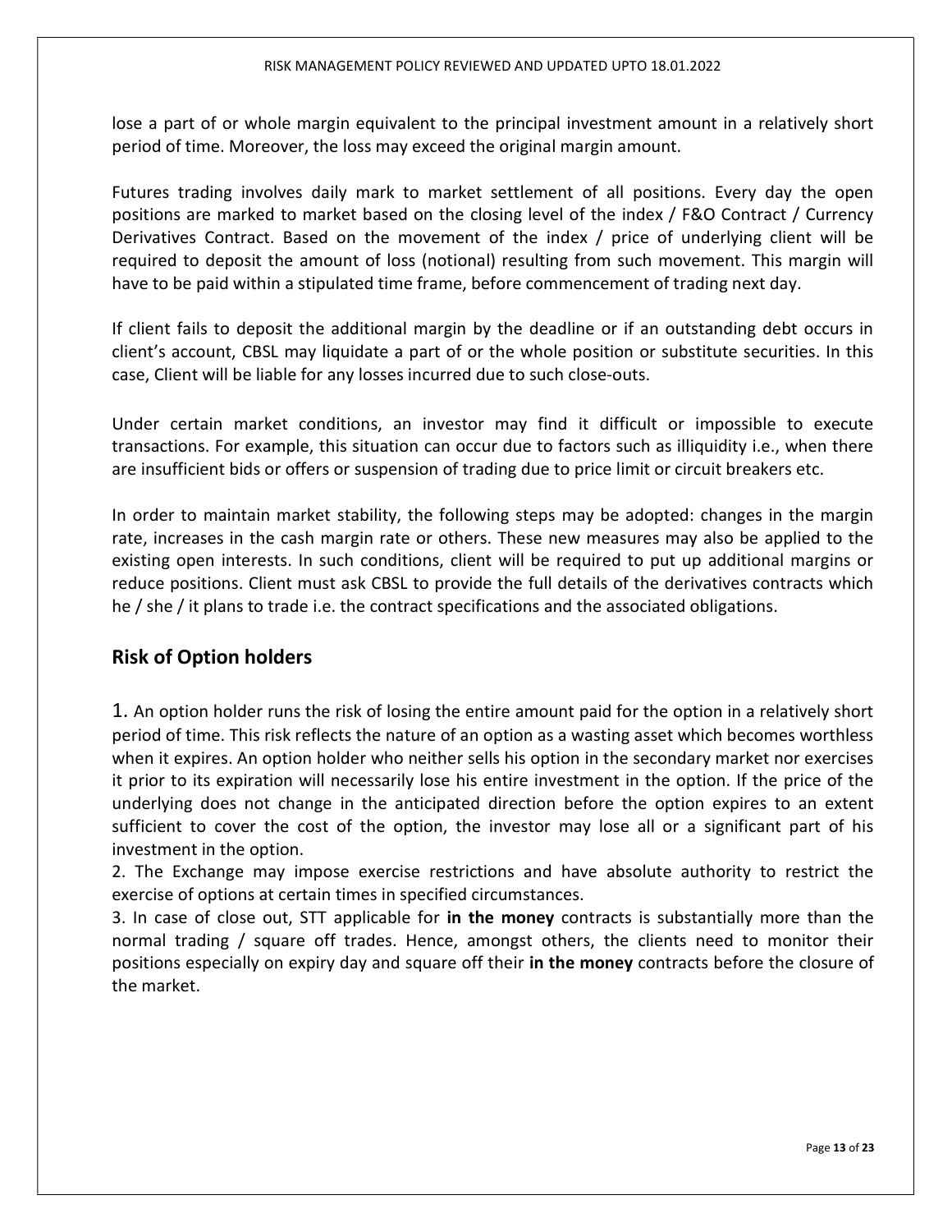lose a part of or whole margin equivalent to the principal investment amount in a relatively short period of time. Moreover, the loss may exceed the original margin amount.

Futures trading involves daily mark to market settlement of all positions. Every day the open positions are marked to market based on the closing level of the index / F&O Contract / Currency Derivatives Contract. Based on the movement of the index / price of underlying client will be required to deposit the amount of loss (notional) resulting from such movement. This margin will have to be paid within a stipulated time frame, before commencement of trading next day.

If client fails to deposit the additional margin by the deadline or if an outstanding debt occurs in client's account, CBSL may liquidate a part of or the whole position or substitute securities. In this case, Client will be liable for any losses incurred due to such close-outs.

Under certain market conditions, an investor may find it difficult or impossible to execute transactions. For example, this situation can occur due to factors such as illiquidity i.e., when there are insufficient bids or offers or suspension of trading due to price limit or circuit breakers etc.

In order to maintain market stability, the following steps may be adopted: changes in the margin rate, increases in the cash margin rate or others. These new measures may also be applied to the existing open interests. In such conditions, client will be required to put up additional margins or reduce positions. Client must ask CBSL to provide the full details of the derivatives contracts which he / she / it plans to trade i.e. the contract specifications and the associated obligations.

## Risk of Option holders

1. An option holder runs the risk of losing the entire amount paid for the option in a relatively short period of time. This risk reflects the nature of an option as a wasting asset which becomes worthless when it expires. An option holder who neither sells his option in the secondary market nor exercises it prior to its expiration will necessarily lose his entire investment in the option. If the price of the underlying does not change in the anticipated direction before the option expires to an extent sufficient to cover the cost of the option, the investor may lose all or a significant part of his investment in the option.
2. The Exchange may impose exercise restrictions and have absolute authority to restrict the exercise of options at certain times in specified circumstances.
3. In case of close out, STT applicable for **in the money** contracts is substantially more than the normal trading / square off trades. Hence, amongst others, the clients need to monitor their positions especially on expiry day and square off their **in the money** contracts before the closure of the market.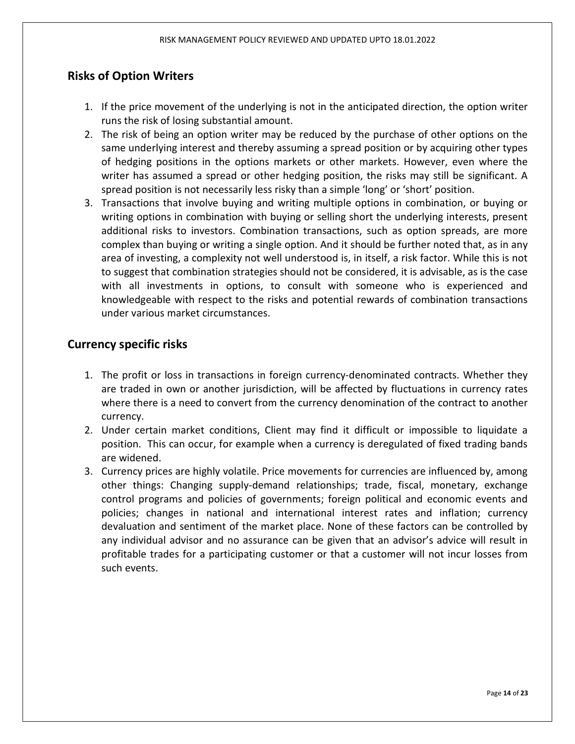## Risks of Option Writers

1. If the price movement of the underlying is not in the anticipated direction, the option writer runs the risk of losing substantial amount.
2. The risk of being an option writer may be reduced by the purchase of other options on the same underlying interest and thereby assuming a spread position or by acquiring other types of hedging positions in the options markets or other markets. However, even where the writer has assumed a spread or other hedging position, the risks may still be significant. A spread position is not necessarily less risky than a simple 'long' or 'short' position.
3. Transactions that involve buying and writing multiple options in combination, or buying or writing options in combination with buying or selling short the underlying interests, present additional risks to investors. Combination transactions, such as option spreads, are more complex than buying or writing a single option. And it should be further noted that, as in any area of investing, a complexity not well understood is, in itself, a risk factor. While this is not to suggest that combination strategies should not be considered, it is advisable, as is the case with all investments in options, to consult with someone who is experienced and knowledgeable with respect to the risks and potential rewards of combination transactions under various market circumstances.

## Currency specific risks

1. The profit or loss in transactions in foreign currency-denominated contracts. Whether they are traded in own or another jurisdiction, will be affected by fluctuations in currency rates where there is a need to convert from the currency denomination of the contract to another currency.
2. Under certain market conditions, Client may find it difficult or impossible to liquidate a position. This can occur, for example when a currency is deregulated of fixed trading bands are widened.
3. Currency prices are highly volatile. Price movements for currencies are influenced by, among other things: Changing supply-demand relationships; trade, fiscal, monetary, exchange control programs and policies of governments; foreign political and economic events and policies; changes in national and international interest rates and inflation; currency devaluation and sentiment of the market place. None of these factors can be controlled by any individual advisor and no assurance can be given that an advisor's advice will result in profitable trades for a participating customer or that a customer will not incur losses from such events.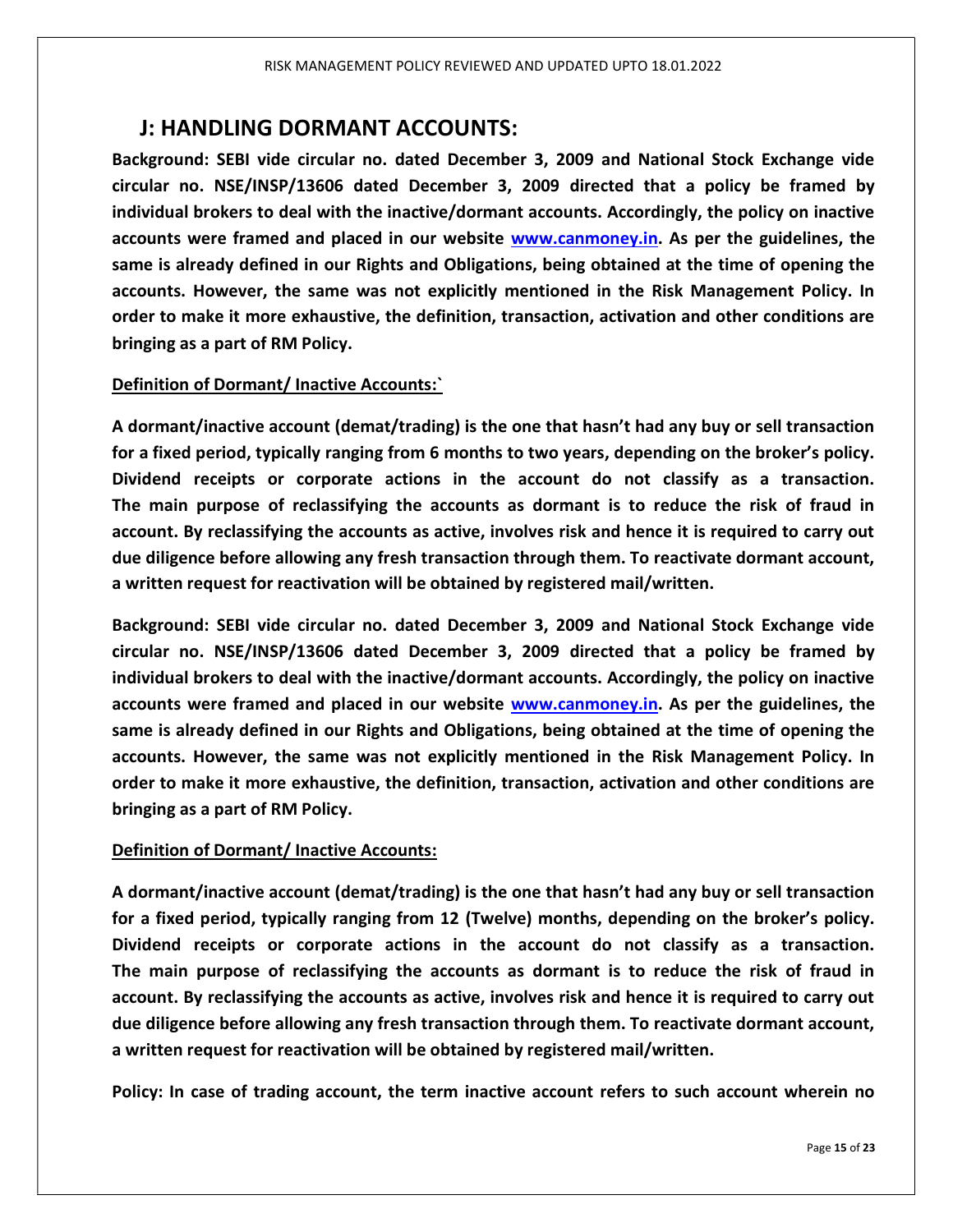## J: HANDLING DORMANT ACCOUNTS:

**Background: SEBI vide circular no. dated December 3, 2009 and National Stock Exchange vide circular no. NSE/INSP/13606 dated December 3, 2009 directed that a policy be framed by individual brokers to deal with the inactive/dormant accounts. Accordingly, the policy on inactive accounts were framed and placed in our website [www.canmoney.in](http://www.canmoney.in). As per the guidelines, the same is already defined in our Rights and Obligations, being obtained at the time of opening the accounts. However, the same was not explicitly mentioned in the Risk Management Policy. In order to make it more exhaustive, the definition, transaction, activation and other conditions are bringing as a part of RM Policy.**

**Definition of Dormant/ Inactive Accounts:`**

**A dormant/inactive account (demat/trading) is the one that hasn't had any buy or sell transaction for a fixed period, typically ranging from 6 months to two years, depending on the broker's policy. Dividend receipts or corporate actions in the account do not classify as a transaction. The main purpose of reclassifying the accounts as dormant is to reduce the risk of fraud in account. By reclassifying the accounts as active, involves risk and hence it is required to carry out due diligence before allowing any fresh transaction through them. To reactivate dormant account, a written request for reactivation will be obtained by registered mail/written.**

**Background: SEBI vide circular no. dated December 3, 2009 and National Stock Exchange vide circular no. NSE/INSP/13606 dated December 3, 2009 directed that a policy be framed by individual brokers to deal with the inactive/dormant accounts. Accordingly, the policy on inactive accounts were framed and placed in our website [www.canmoney.in](http://www.canmoney.in). As per the guidelines, the same is already defined in our Rights and Obligations, being obtained at the time of opening the accounts. However, the same was not explicitly mentioned in the Risk Management Policy. In order to make it more exhaustive, the definition, transaction, activation and other conditions are bringing as a part of RM Policy.**

**Definition of Dormant/ Inactive Accounts:**

**A dormant/inactive account (demat/trading) is the one that hasn't had any buy or sell transaction for a fixed period, typically ranging from 12 (Twelve) months, depending on the broker's policy. Dividend receipts or corporate actions in the account do not classify as a transaction. The main purpose of reclassifying the accounts as dormant is to reduce the risk of fraud in account. By reclassifying the accounts as active, involves risk and hence it is required to carry out due diligence before allowing any fresh transaction through them. To reactivate dormant account, a written request for reactivation will be obtained by registered mail/written.**

**Policy: In case of trading account, the term inactive account refers to such account wherein no**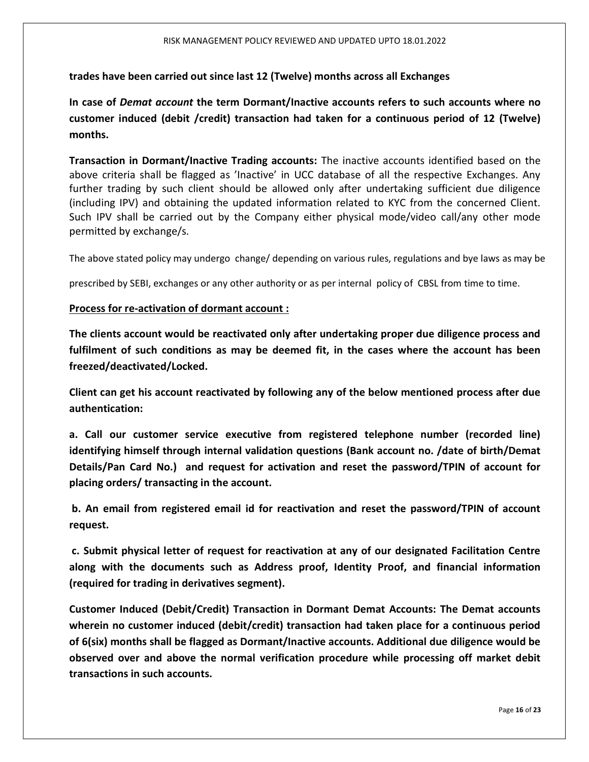**trades have been carried out since last 12 (Twelve) months across all Exchanges**

**In case of *Demat account* the term Dormant/Inactive accounts refers to such accounts where no customer induced (debit /credit) transaction had taken for a continuous period of 12 (Twelve) months.**

**Transaction in Dormant/Inactive Trading accounts:** The inactive accounts identified based on the above criteria shall be flagged as 'Inactive' in UCC database of all the respective Exchanges. Any further trading by such client should be allowed only after undertaking sufficient due diligence (including IPV) and obtaining the updated information related to KYC from the concerned Client. Such IPV shall be carried out by the Company either physical mode/video call/any other mode permitted by exchange/s.

The above stated policy may undergo change/ depending on various rules, regulations and bye laws as may be prescribed by SEBI, exchanges or any other authority or as per internal policy of CBSL from time to time.

**<u>Process for re-activation of dormant account :</u>**

**The clients account would be reactivated only after undertaking proper due diligence process and fulfilment of such conditions as may be deemed fit, in the cases where the account has been freezed/deactivated/Locked.**

**Client can get his account reactivated by following any of the below mentioned process after due authentication:**

**a. Call our customer service executive from registered telephone number (recorded line) identifying himself through internal validation questions (Bank account no. /date of birth/Demat Details/Pan Card No.) and request for activation and reset the password/TPIN of account for placing orders/ transacting in the account.**

**b. An email from registered email id for reactivation and reset the password/TPIN of account request.**

**c. Submit physical letter of request for reactivation at any of our designated Facilitation Centre along with the documents such as Address proof, Identity Proof, and financial information (required for trading in derivatives segment).**

**Customer Induced (Debit/Credit) Transaction in Dormant Demat Accounts: The Demat accounts wherein no customer induced (debit/credit) transaction had taken place for a continuous period of 6(six) months shall be flagged as Dormant/Inactive accounts. Additional due diligence would be observed over and above the normal verification procedure while processing off market debit transactions in such accounts.**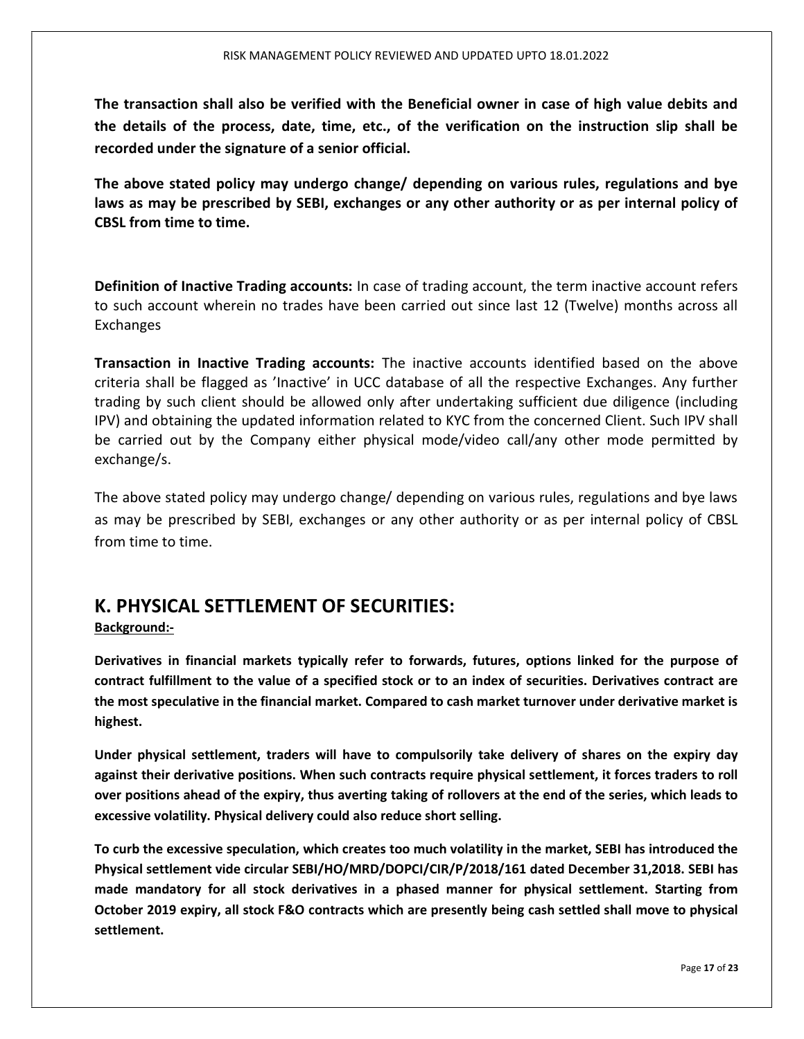**The transaction shall also be verified with the Beneficial owner in case of high value debits and the details of the process, date, time, etc., of the verification on the instruction slip shall be recorded under the signature of a senior official.**

**The above stated policy may undergo change/ depending on various rules, regulations and bye laws as may be prescribed by SEBI, exchanges or any other authority or as per internal policy of CBSL from time to time.**

**Definition of Inactive Trading accounts:** In case of trading account, the term inactive account refers to such account wherein no trades have been carried out since last 12 (Twelve) months across all Exchanges

**Transaction in Inactive Trading accounts:** The inactive accounts identified based on the above criteria shall be flagged as 'Inactive' in UCC database of all the respective Exchanges. Any further trading by such client should be allowed only after undertaking sufficient due diligence (including IPV) and obtaining the updated information related to KYC from the concerned Client. Such IPV shall be carried out by the Company either physical mode/video call/any other mode permitted by exchange/s.

The above stated policy may undergo change/ depending on various rules, regulations and bye laws as may be prescribed by SEBI, exchanges or any other authority or as per internal policy of CBSL from time to time.

## K. PHYSICAL SETTLEMENT OF SECURITIES:

**Background:-**

**Derivatives in financial markets typically refer to forwards, futures, options linked for the purpose of contract fulfillment to the value of a specified stock or to an index of securities. Derivatives contract are the most speculative in the financial market. Compared to cash market turnover under derivative market is highest.**

**Under physical settlement, traders will have to compulsorily take delivery of shares on the expiry day against their derivative positions. When such contracts require physical settlement, it forces traders to roll over positions ahead of the expiry, thus averting taking of rollovers at the end of the series, which leads to excessive volatility. Physical delivery could also reduce short selling.**

**To curb the excessive speculation, which creates too much volatility in the market, SEBI has introduced the Physical settlement vide circular SEBI/HO/MRD/DOPCI/CIR/P/2018/161 dated December 31,2018. SEBI has made mandatory for all stock derivatives in a phased manner for physical settlement. Starting from October 2019 expiry, all stock F&O contracts which are presently being cash settled shall move to physical settlement.**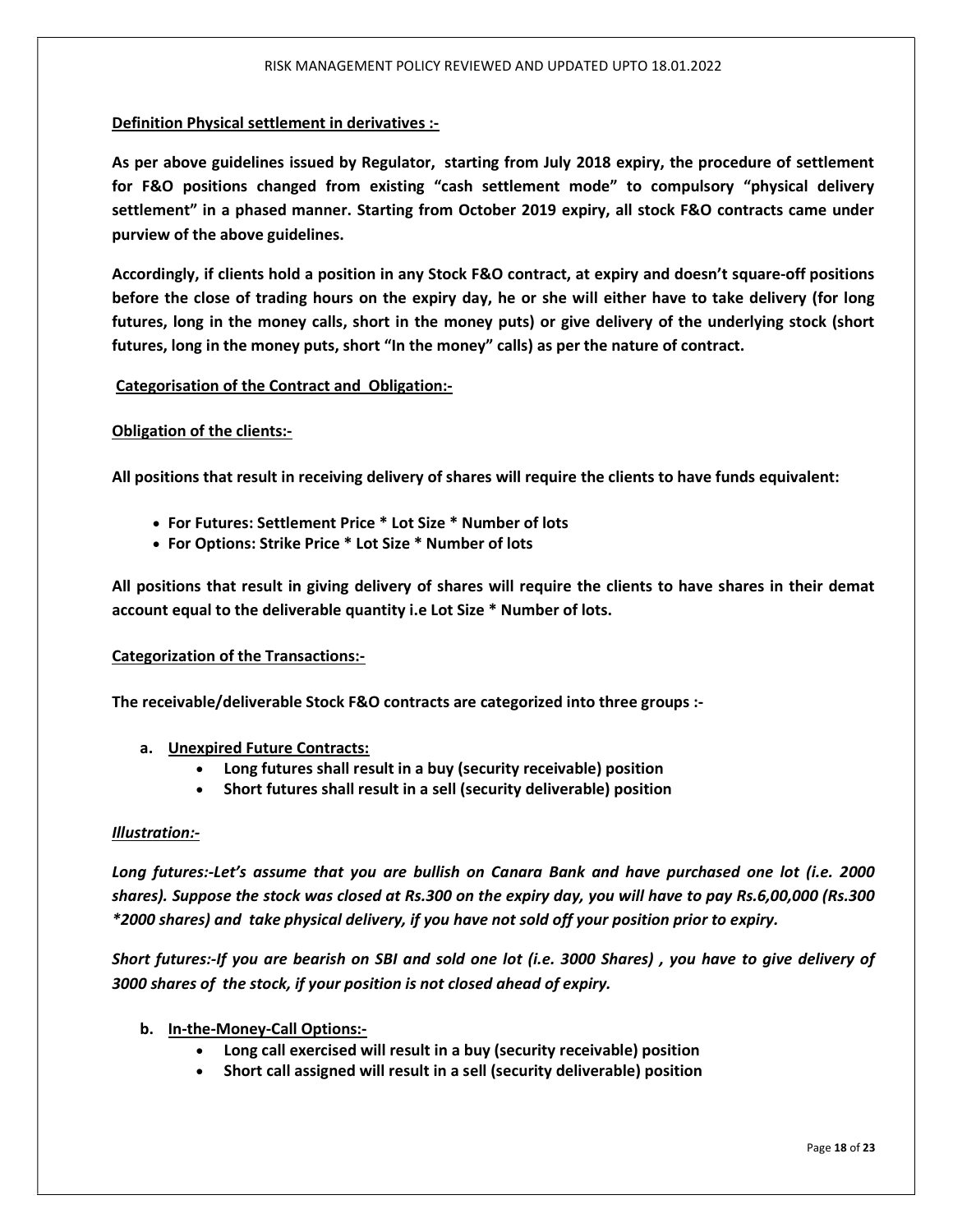**Definition Physical settlement in derivatives :-**

**As per above guidelines issued by Regulator, starting from July 2018 expiry, the procedure of settlement for F&O positions changed from existing "cash settlement mode" to compulsory "physical delivery settlement" in a phased manner. Starting from October 2019 expiry, all stock F&O contracts came under purview of the above guidelines.**

**Accordingly, if clients hold a position in any Stock F&O contract, at expiry and doesn't square-off positions before the close of trading hours on the expiry day, he or she will either have to take delivery (for long futures, long in the money calls, short in the money puts) or give delivery of the underlying stock (short futures, long in the money puts, short "In the money" calls) as per the nature of contract.**

**Categorisation of the Contract and Obligation:-**

**Obligation of the clients:-**

**All positions that result in receiving delivery of shares will require the clients to have funds equivalent:**

- **For Futures: Settlement Price * Lot Size * Number of lots**
- **For Options: Strike Price * Lot Size * Number of lots**

**All positions that result in giving delivery of shares will require the clients to have shares in their demat account equal to the deliverable quantity i.e Lot Size * Number of lots.**

**Categorization of the Transactions:-**

**The receivable/deliverable Stock F&O contracts are categorized into three groups :-**

**a. Unexpired Future Contracts:**
- **Long futures shall result in a buy (security receivable) position**
- **Short futures shall result in a sell (security deliverable) position**

***Illustration:-***

***Long futures:-Let's assume that you are bullish on Canara Bank and have purchased one lot (i.e. 2000 shares). Suppose the stock was closed at Rs.300 on the expiry day, you will have to pay Rs.6,00,000 (Rs.300 *2000 shares) and take physical delivery, if you have not sold off your position prior to expiry.***

***Short futures:-If you are bearish on SBI and sold one lot (i.e. 3000 Shares) , you have to give delivery of 3000 shares of the stock, if your position is not closed ahead of expiry.***

**b. In-the-Money-Call Options:-**
- **Long call exercised will result in a buy (security receivable) position**
- **Short call assigned will result in a sell (security deliverable) position**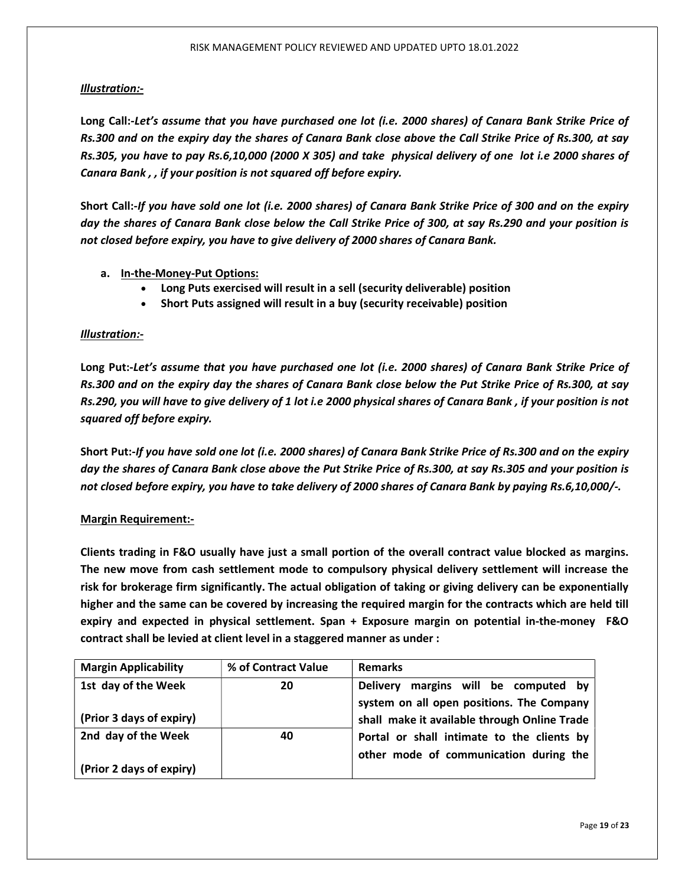***Illustration:-***

**Long Call:-*Let's assume that you have purchased one lot (i.e. 2000 shares) of Canara Bank Strike Price of Rs.300 and on the expiry day the shares of Canara Bank close above the Call Strike Price of Rs.300, at say Rs.305, you have to pay Rs.6,10,000 (2000 X 305) and take physical delivery of one lot i.e 2000 shares of Canara Bank , , if your position is not squared off before expiry.***

**Short Call:-*If you have sold one lot (i.e. 2000 shares) of Canara Bank Strike Price of 300 and on the expiry day the shares of Canara Bank close below the Call Strike Price of 300, at say Rs.290 and your position is not closed before expiry, you have to give delivery of 2000 shares of Canara Bank.***

a. **In-the-Money-Put Options:**
   - **Long Puts exercised will result in a sell (security deliverable) position**
   - **Short Puts assigned will result in a buy (security receivable) position**

***Illustration:-***

**Long Put:-*Let's assume that you have purchased one lot (i.e. 2000 shares) of Canara Bank Strike Price of Rs.300 and on the expiry day the shares of Canara Bank close below the Put Strike Price of Rs.300, at say Rs.290, you will have to give delivery of 1 lot i.e 2000 physical shares of Canara Bank , if your position is not squared off before expiry.***

**Short Put:-*If you have sold one lot (i.e. 2000 shares) of Canara Bank Strike Price of Rs.300 and on the expiry day the shares of Canara Bank close above the Put Strike Price of Rs.300, at say Rs.305 and your position is not closed before expiry, you have to take delivery of 2000 shares of Canara Bank by paying Rs.6,10,000/-.***

**Margin Requirement:-**

**Clients trading in F&O usually have just a small portion of the overall contract value blocked as margins. The new move from cash settlement mode to compulsory physical delivery settlement will increase the risk for brokerage firm significantly. The actual obligation of taking or giving delivery can be exponentially higher and the same can be covered by increasing the required margin for the contracts which are held till expiry and expected in physical settlement. Span + Exposure margin on potential in-the-money F&O contract shall be levied at client level in a staggered manner as under :**

| Margin Applicability | % of Contract Value | Remarks |
|---|---|---|
| **1st day of the Week**<br><br>**(Prior 3 days of expiry)** | **20** | **Delivery margins will be computed by system on all open positions. The Company shall make it available through Online Trade Portal or shall intimate to the clients by other mode of communication during the** |
| **2nd day of the Week**<br><br>**(Prior 2 days of expiry)** | **40** | |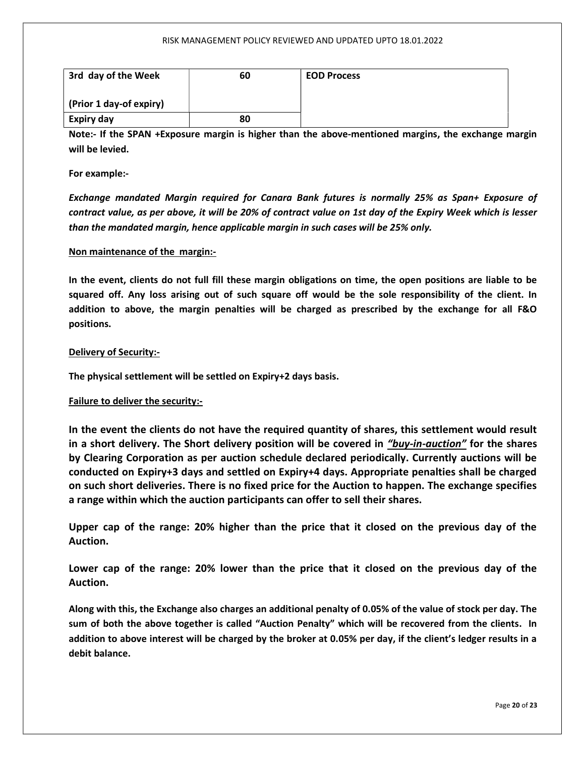| 3rd day of the Week (Prior 1 day-of expiry) | 60 | EOD Process |
|---|---|---|
| Expiry day | 80 | |

**Note:- If the SPAN +Exposure margin is higher than the above-mentioned margins, the exchange margin will be levied.**

**For example:-**

***Exchange mandated Margin required for Canara Bank futures is normally 25% as Span+ Exposure of contract value, as per above, it will be 20% of contract value on 1st day of the Expiry Week which is lesser than the mandated margin, hence applicable margin in such cases will be 25% only.***

**Non maintenance of the margin:-**

**In the event, clients do not full fill these margin obligations on time, the open positions are liable to be squared off. Any loss arising out of such square off would be the sole responsibility of the client. In addition to above, the margin penalties will be charged as prescribed by the exchange for all F&O positions.**

**Delivery of Security:-**

**The physical settlement will be settled on Expiry+2 days basis.**

**Failure to deliver the security:-**

**In the event the clients do not have the required quantity of shares, this settlement would result in a short delivery. The Short delivery position will be covered in *"buy-in-auction"* for the shares by Clearing Corporation as per auction schedule declared periodically. Currently auctions will be conducted on Expiry+3 days and settled on Expiry+4 days. Appropriate penalties shall be charged on such short deliveries. There is no fixed price for the Auction to happen. The exchange specifies a range within which the auction participants can offer to sell their shares.**

**Upper cap of the range: 20% higher than the price that it closed on the previous day of the Auction.**

**Lower cap of the range: 20% lower than the price that it closed on the previous day of the Auction.**

**Along with this, the Exchange also charges an additional penalty of 0.05% of the value of stock per day. The sum of both the above together is called "Auction Penalty" which will be recovered from the clients. In addition to above interest will be charged by the broker at 0.05% per day, if the client's ledger results in a debit balance.**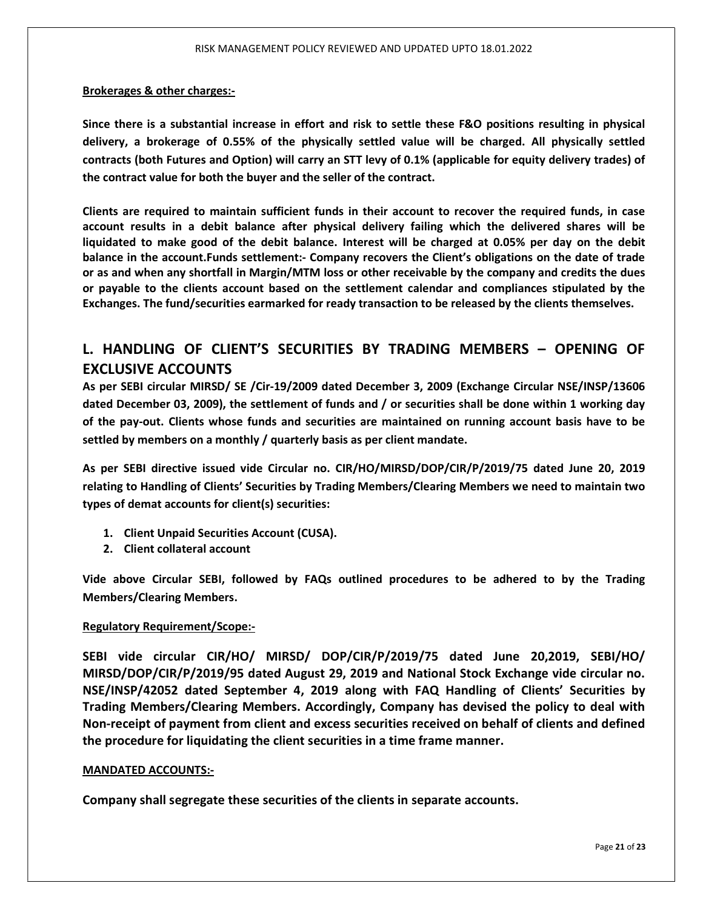**Brokerages & other charges:-**

**Since there is a substantial increase in effort and risk to settle these F&O positions resulting in physical delivery, a brokerage of 0.55% of the physically settled value will be charged. All physically settled contracts (both Futures and Option) will carry an STT levy of 0.1% (applicable for equity delivery trades) of the contract value for both the buyer and the seller of the contract.**

**Clients are required to maintain sufficient funds in their account to recover the required funds, in case account results in a debit balance after physical delivery failing which the delivered shares will be liquidated to make good of the debit balance. Interest will be charged at 0.05% per day on the debit balance in the account.Funds settlement:- Company recovers the Client's obligations on the date of trade or as and when any shortfall in Margin/MTM loss or other receivable by the company and credits the dues or payable to the clients account based on the settlement calendar and compliances stipulated by the Exchanges. The fund/securities earmarked for ready transaction to be released by the clients themselves.**

## L. HANDLING OF CLIENT'S SECURITIES BY TRADING MEMBERS – OPENING OF EXCLUSIVE ACCOUNTS

**As per SEBI circular MIRSD/ SE /Cir-19/2009 dated December 3, 2009 (Exchange Circular NSE/INSP/13606 dated December 03, 2009), the settlement of funds and / or securities shall be done within 1 working day of the pay-out. Clients whose funds and securities are maintained on running account basis have to be settled by members on a monthly / quarterly basis as per client mandate.**

**As per SEBI directive issued vide Circular no. CIR/HO/MIRSD/DOP/CIR/P/2019/75 dated June 20, 2019 relating to Handling of Clients' Securities by Trading Members/Clearing Members we need to maintain two types of demat accounts for client(s) securities:**

1. **Client Unpaid Securities Account (CUSA).**
2. **Client collateral account**

**Vide above Circular SEBI, followed by FAQs outlined procedures to be adhered to by the Trading Members/Clearing Members.**

**Regulatory Requirement/Scope:-**

**SEBI vide circular CIR/HO/ MIRSD/ DOP/CIR/P/2019/75 dated June 20,2019, SEBI/HO/ MIRSD/DOP/CIR/P/2019/95 dated August 29, 2019 and National Stock Exchange vide circular no. NSE/INSP/42052 dated September 4, 2019 along with FAQ Handling of Clients' Securities by Trading Members/Clearing Members. Accordingly, Company has devised the policy to deal with Non-receipt of payment from client and excess securities received on behalf of clients and defined the procedure for liquidating the client securities in a time frame manner.**

**MANDATED ACCOUNTS:-**

**Company shall segregate these securities of the clients in separate accounts.**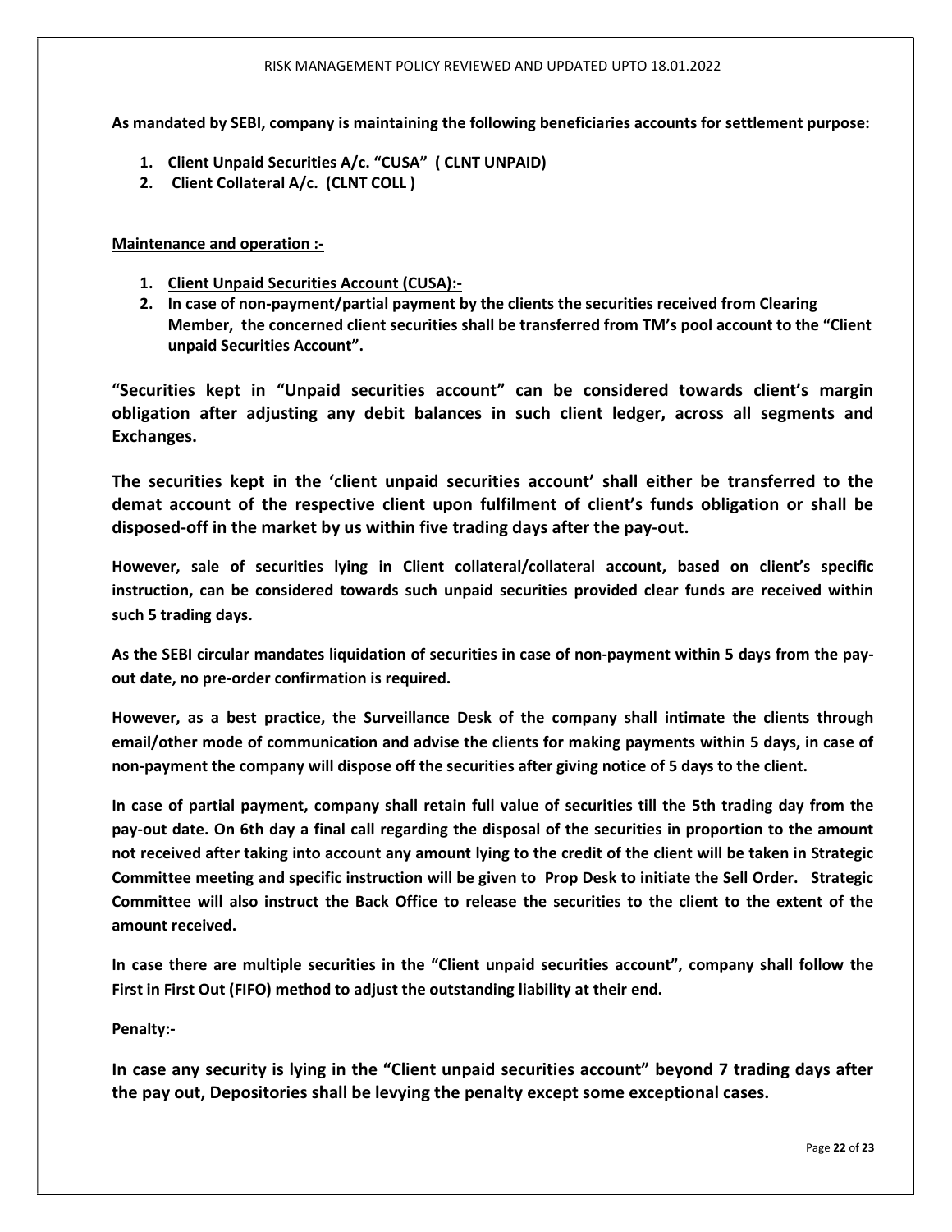**As mandated by SEBI, company is maintaining the following beneficiaries accounts for settlement purpose:**

1. **Client Unpaid Securities A/c. "CUSA" ( CLNT UNPAID)**
2. **Client Collateral A/c. (CLNT COLL )**

**Maintenance and operation :-**

1. **Client Unpaid Securities Account (CUSA):-**
2. **In case of non-payment/partial payment by the clients the securities received from Clearing Member, the concerned client securities shall be transferred from TM's pool account to the "Client unpaid Securities Account".**

**"Securities kept in "Unpaid securities account" can be considered towards client's margin obligation after adjusting any debit balances in such client ledger, across all segments and Exchanges.**

**The securities kept in the 'client unpaid securities account' shall either be transferred to the demat account of the respective client upon fulfilment of client's funds obligation or shall be disposed-off in the market by us within five trading days after the pay-out.**

**However, sale of securities lying in Client collateral/collateral account, based on client's specific instruction, can be considered towards such unpaid securities provided clear funds are received within such 5 trading days.**

**As the SEBI circular mandates liquidation of securities in case of non-payment within 5 days from the pay-out date, no pre-order confirmation is required.**

**However, as a best practice, the Surveillance Desk of the company shall intimate the clients through email/other mode of communication and advise the clients for making payments within 5 days, in case of non-payment the company will dispose off the securities after giving notice of 5 days to the client.**

**In case of partial payment, company shall retain full value of securities till the 5th trading day from the pay-out date. On 6th day a final call regarding the disposal of the securities in proportion to the amount not received after taking into account any amount lying to the credit of the client will be taken in Strategic Committee meeting and specific instruction will be given to Prop Desk to initiate the Sell Order. Strategic Committee will also instruct the Back Office to release the securities to the client to the extent of the amount received.**

**In case there are multiple securities in the "Client unpaid securities account", company shall follow the First in First Out (FIFO) method to adjust the outstanding liability at their end.**

**Penalty:-**

**In case any security is lying in the "Client unpaid securities account" beyond 7 trading days after the pay out, Depositories shall be levying the penalty except some exceptional cases.**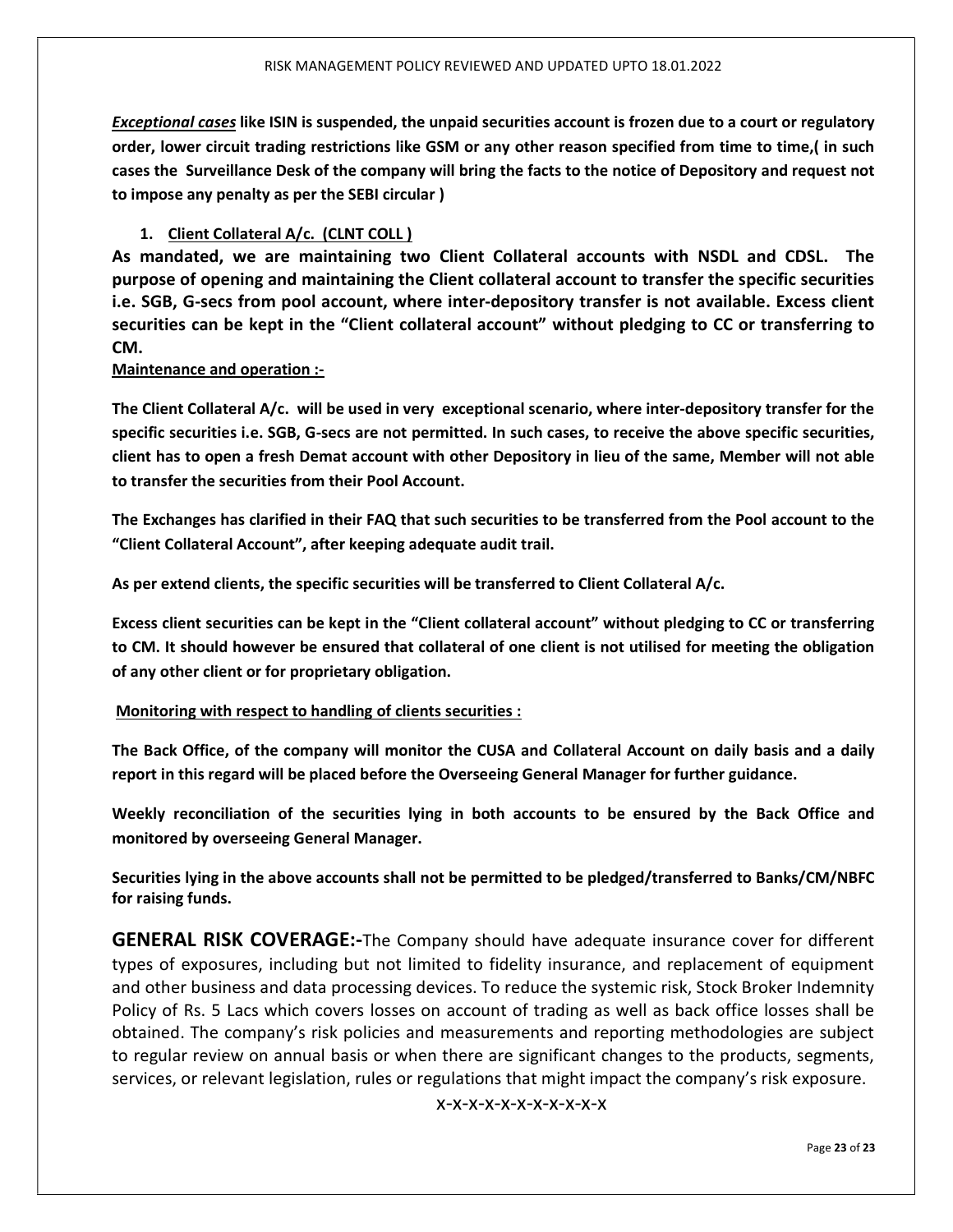***Exceptional cases* like ISIN is suspended, the unpaid securities account is frozen due to a court or regulatory order, lower circuit trading restrictions like GSM or any other reason specified from time to time,( in such cases the Surveillance Desk of the company will bring the facts to the notice of Depository and request not to impose any penalty as per the SEBI circular )**

1. **Client Collateral A/c. (CLNT COLL )**

**As mandated, we are maintaining two Client Collateral accounts with NSDL and CDSL. The purpose of opening and maintaining the Client collateral account to transfer the specific securities i.e. SGB, G-secs from pool account, where inter-depository transfer is not available. Excess client securities can be kept in the "Client collateral account" without pledging to CC or transferring to CM.**

**Maintenance and operation :-**

**The Client Collateral A/c. will be used in very exceptional scenario, where inter-depository transfer for the specific securities i.e. SGB, G-secs are not permitted. In such cases, to receive the above specific securities, client has to open a fresh Demat account with other Depository in lieu of the same, Member will not able to transfer the securities from their Pool Account.**

**The Exchanges has clarified in their FAQ that such securities to be transferred from the Pool account to the "Client Collateral Account", after keeping adequate audit trail.**

**As per extend clients, the specific securities will be transferred to Client Collateral A/c.**

**Excess client securities can be kept in the "Client collateral account" without pledging to CC or transferring to CM. It should however be ensured that collateral of one client is not utilised for meeting the obligation of any other client or for proprietary obligation.**

**Monitoring with respect to handling of clients securities :**

**The Back Office, of the company will monitor the CUSA and Collateral Account on daily basis and a daily report in this regard will be placed before the Overseeing General Manager for further guidance.**

**Weekly reconciliation of the securities lying in both accounts to be ensured by the Back Office and monitored by overseeing General Manager.**

**Securities lying in the above accounts shall not be permitted to be pledged/transferred to Banks/CM/NBFC for raising funds.**

**GENERAL RISK COVERAGE:-**The Company should have adequate insurance cover for different types of exposures, including but not limited to fidelity insurance, and replacement of equipment and other business and data processing devices. To reduce the systemic risk, Stock Broker Indemnity Policy of Rs. 5 Lacs which covers losses on account of trading as well as back office losses shall be obtained. The company's risk policies and measurements and reporting methodologies are subject to regular review on annual basis or when there are significant changes to the products, segments, services, or relevant legislation, rules or regulations that might impact the company's risk exposure.

x-x-x-x-x-x-x-x-x-x